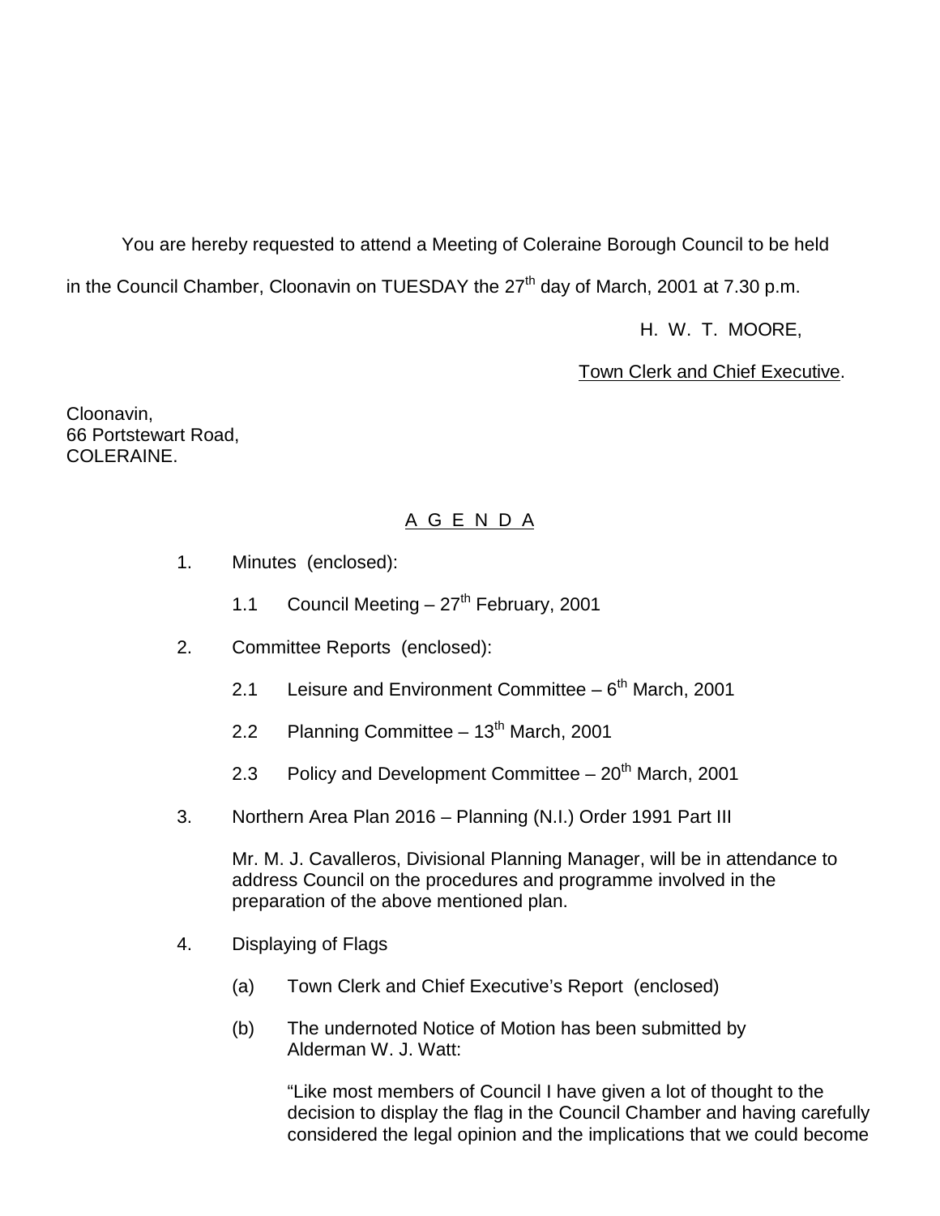You are hereby requested to attend a Meeting of Coleraine Borough Council to be held in the Council Chamber, Cloonavin on TUESDAY the 27th day of March, 2001 at 7.30 p.m.

H. W. T. MOORE,

Town Clerk and Chief Executive.

Cloonavin,
66 Portstewart Road,
COLERAINE.

## A G E N D A

1. Minutes (enclosed):

   1.1 Council Meeting – 27th February, 2001

2. Committee Reports (enclosed):

   2.1 Leisure and Environment Committee – 6th March, 2001

   2.2 Planning Committee – 13th March, 2001

   2.3 Policy and Development Committee – 20th March, 2001

3. Northern Area Plan 2016 – Planning (N.I.) Order 1991 Part III

   Mr. M. J. Cavalleros, Divisional Planning Manager, will be in attendance to address Council on the procedures and programme involved in the preparation of the above mentioned plan.

4. Displaying of Flags

   (a) Town Clerk and Chief Executive's Report (enclosed)

   (b) The undernoted Notice of Motion has been submitted by Alderman W. J. Watt:

   "Like most members of Council I have given a lot of thought to the decision to display the flag in the Council Chamber and having carefully considered the legal opinion and the implications that we could become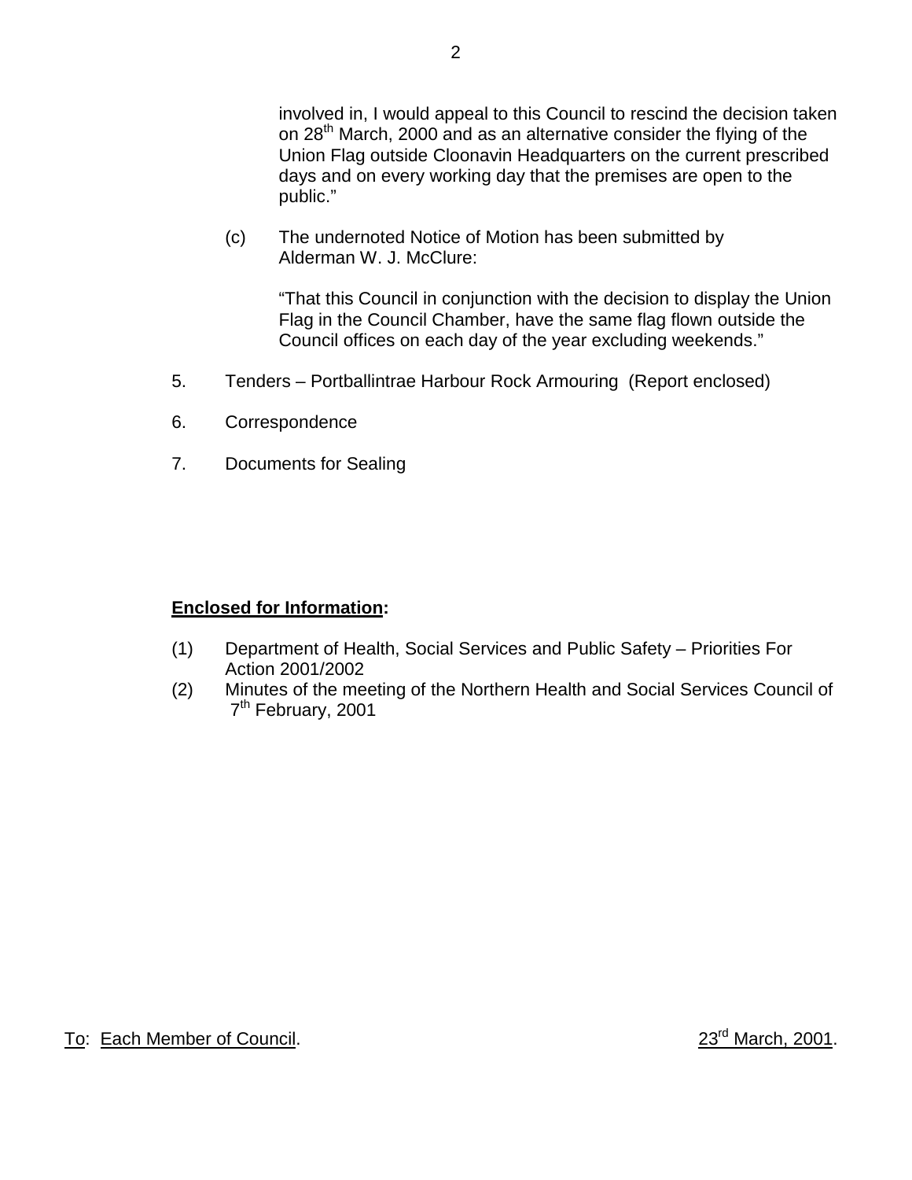involved in, I would appeal to this Council to rescind the decision taken on 28th March, 2000 and as an alternative consider the flying of the Union Flag outside Cloonavin Headquarters on the current prescribed days and on every working day that the premises are open to the public."

(c) The undernoted Notice of Motion has been submitted by Alderman W. J. McClure:

"That this Council in conjunction with the decision to display the Union Flag in the Council Chamber, have the same flag flown outside the Council offices on each day of the year excluding weekends."

5. Tenders – Portballintrae Harbour Rock Armouring (Report enclosed)

6. Correspondence

7. Documents for Sealing

**Enclosed for Information:**

(1) Department of Health, Social Services and Public Safety – Priorities For Action 2001/2002
(2) Minutes of the meeting of the Northern Health and Social Services Council of 7th February, 2001

To: Each Member of Council. 23rd March, 2001.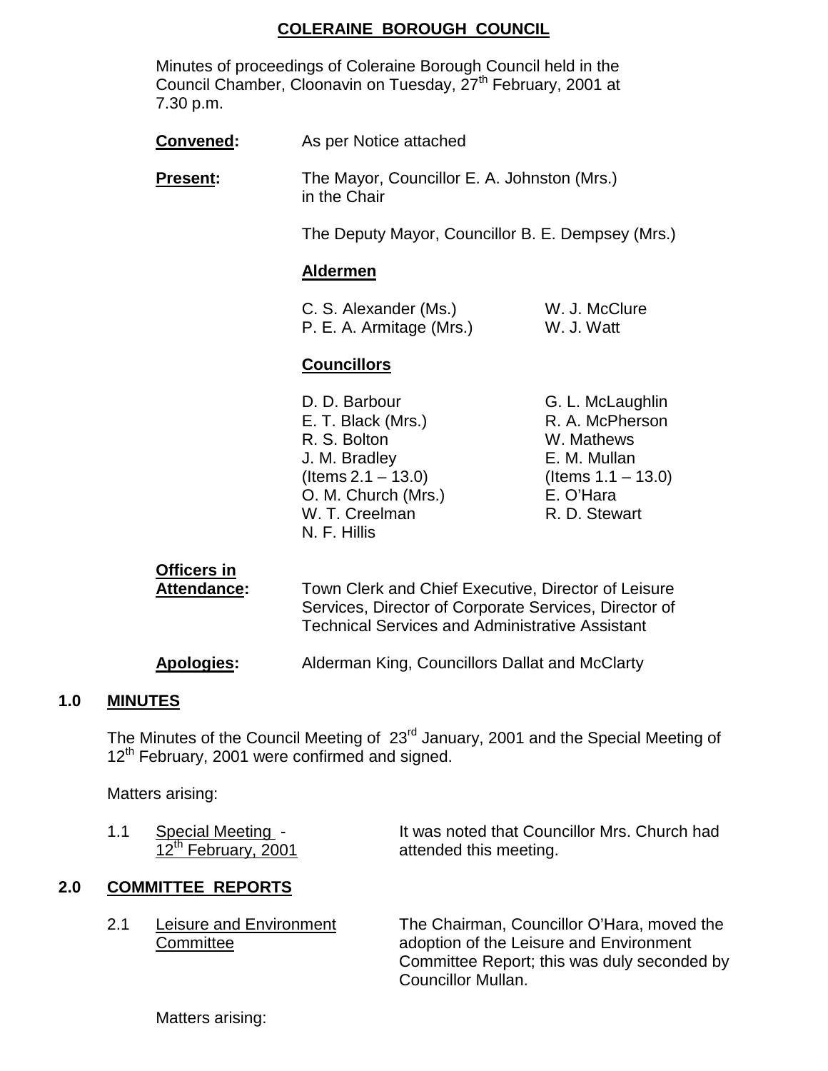**COLERAINE BOROUGH COUNCIL**

Minutes of proceedings of Coleraine Borough Council held in the Council Chamber, Cloonavin on Tuesday, 27th February, 2001 at 7.30 p.m.

**Convened:** As per Notice attached

**Present:** The Mayor, Councillor E. A. Johnston (Mrs.) in the Chair

The Deputy Mayor, Councillor B. E. Dempsey (Mrs.)

**Aldermen**

C. S. Alexander (Ms.)
P. E. A. Armitage (Mrs.)
W. J. McClure
W. J. Watt

**Councillors**

D. D. Barbour
E. T. Black (Mrs.)
R. S. Bolton
J. M. Bradley (Items 2.1 – 13.0)
O. M. Church (Mrs.)
W. T. Creelman
N. F. Hillis
G. L. McLaughlin
R. A. McPherson
W. Mathews
E. M. Mullan (Items 1.1 – 13.0)
E. O'Hara
R. D. Stewart

**Officers in Attendance:** Town Clerk and Chief Executive, Director of Leisure Services, Director of Corporate Services, Director of Technical Services and Administrative Assistant

**Apologies:** Alderman King, Councillors Dallat and McClarty

## 1.0 MINUTES

The Minutes of the Council Meeting of 23rd January, 2001 and the Special Meeting of 12th February, 2001 were confirmed and signed.

Matters arising:

1.1 Special Meeting - 12th February, 2001

It was noted that Councillor Mrs. Church had attended this meeting.

## 2.0 COMMITTEE REPORTS

2.1 Leisure and Environment Committee

The Chairman, Councillor O'Hara, moved the adoption of the Leisure and Environment Committee Report; this was duly seconded by Councillor Mullan.

Matters arising: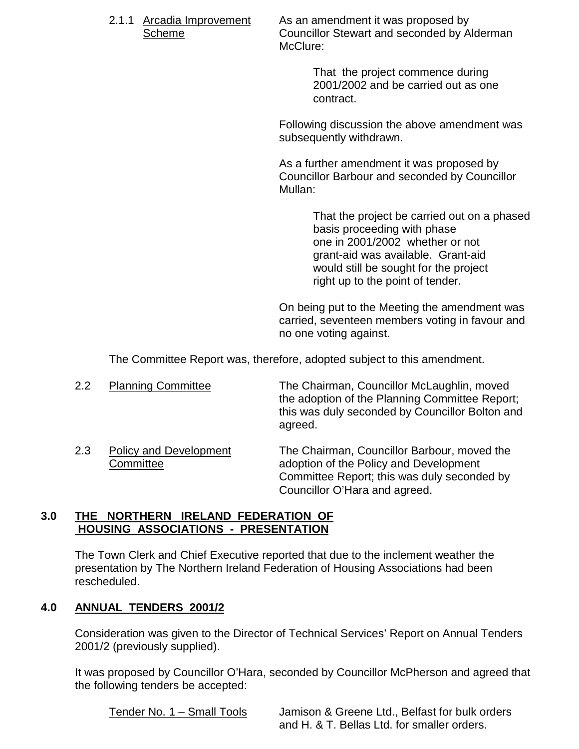2.1.1 Arcadia Improvement Scheme

As an amendment it was proposed by Councillor Stewart and seconded by Alderman McClure:

> That the project commence during 2001/2002 and be carried out as one contract.

Following discussion the above amendment was subsequently withdrawn.

As a further amendment it was proposed by Councillor Barbour and seconded by Councillor Mullan:

> That the project be carried out on a phased basis proceeding with phase one in 2001/2002 whether or not grant-aid was available. Grant-aid would still be sought for the project right up to the point of tender.

On being put to the Meeting the amendment was carried, seventeen members voting in favour and no one voting against.

The Committee Report was, therefore, adopted subject to this amendment.

2.2 Planning Committee

The Chairman, Councillor McLaughlin, moved the adoption of the Planning Committee Report; this was duly seconded by Councillor Bolton and agreed.

2.3 Policy and Development Committee

The Chairman, Councillor Barbour, moved the adoption of the Policy and Development Committee Report; this was duly seconded by Councillor O'Hara and agreed.

## 3.0 THE NORTHERN IRELAND FEDERATION OF HOUSING ASSOCIATIONS - PRESENTATION

The Town Clerk and Chief Executive reported that due to the inclement weather the presentation by The Northern Ireland Federation of Housing Associations had been rescheduled.

## 4.0 ANNUAL TENDERS 2001/2

Consideration was given to the Director of Technical Services' Report on Annual Tenders 2001/2 (previously supplied).

It was proposed by Councillor O'Hara, seconded by Councillor McPherson and agreed that the following tenders be accepted:

Tender No. 1 – Small Tools — Jamison & Greene Ltd., Belfast for bulk orders and H. & T. Bellas Ltd. for smaller orders.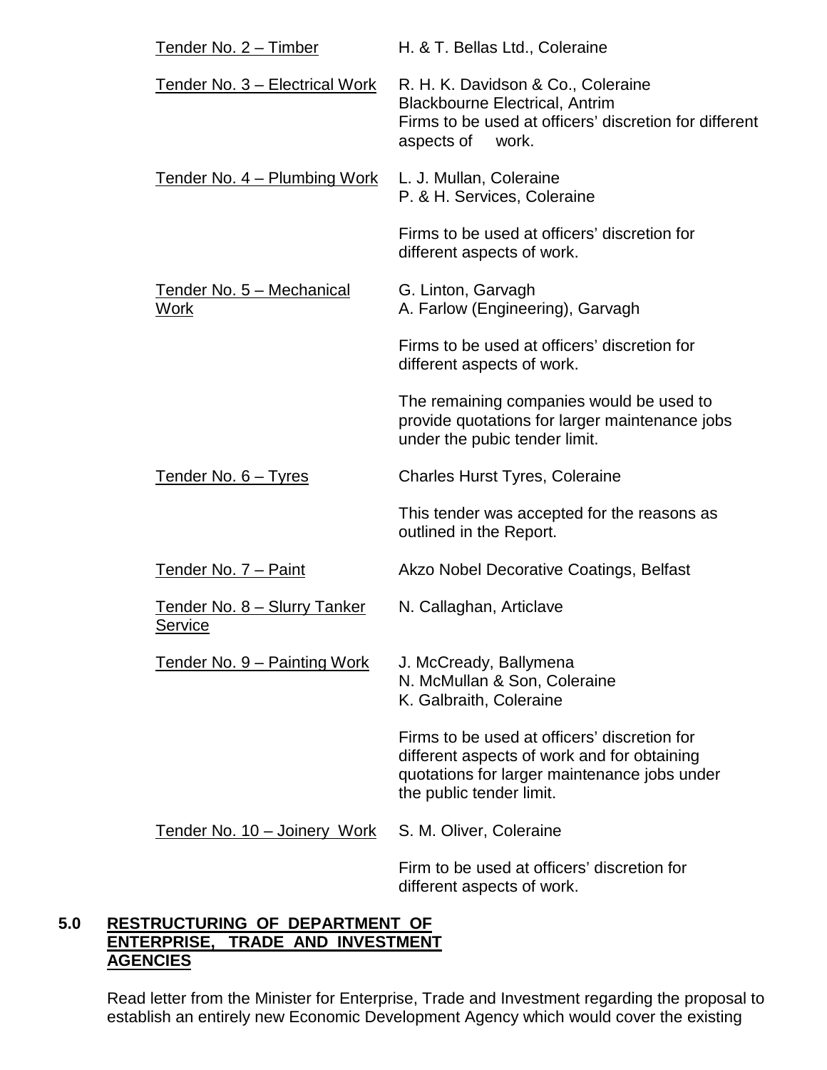| | |
|---|---|
| Tender No. 2 – Timber | H. & T. Bellas Ltd., Coleraine |
| Tender No. 3 – Electrical Work | R. H. K. Davidson & Co., Coleraine<br>Blackbourne Electrical, Antrim<br>Firms to be used at officers' discretion for different aspects of work. |
| Tender No. 4 – Plumbing Work | L. J. Mullan, Coleraine<br>P. & H. Services, Coleraine<br><br>Firms to be used at officers' discretion for different aspects of work. |
| Tender No. 5 – Mechanical Work | G. Linton, Garvagh<br>A. Farlow (Engineering), Garvagh<br><br>Firms to be used at officers' discretion for different aspects of work.<br><br>The remaining companies would be used to provide quotations for larger maintenance jobs under the pubic tender limit. |
| Tender No. 6 – Tyres | Charles Hurst Tyres, Coleraine<br><br>This tender was accepted for the reasons as outlined in the Report. |
| Tender No. 7 – Paint | Akzo Nobel Decorative Coatings, Belfast |
| Tender No. 8 – Slurry Tanker Service | N. Callaghan, Articlave |
| Tender No. 9 – Painting Work | J. McCready, Ballymena<br>N. McMullan & Son, Coleraine<br>K. Galbraith, Coleraine<br><br>Firms to be used at officers' discretion for different aspects of work and for obtaining quotations for larger maintenance jobs under the public tender limit. |
| Tender No. 10 – Joinery Work | S. M. Oliver, Coleraine<br><br>Firm to be used at officers' discretion for different aspects of work. |

## 5.0 RESTRUCTURING OF DEPARTMENT OF ENTERPRISE, TRADE AND INVESTMENT AGENCIES

Read letter from the Minister for Enterprise, Trade and Investment regarding the proposal to establish an entirely new Economic Development Agency which would cover the existing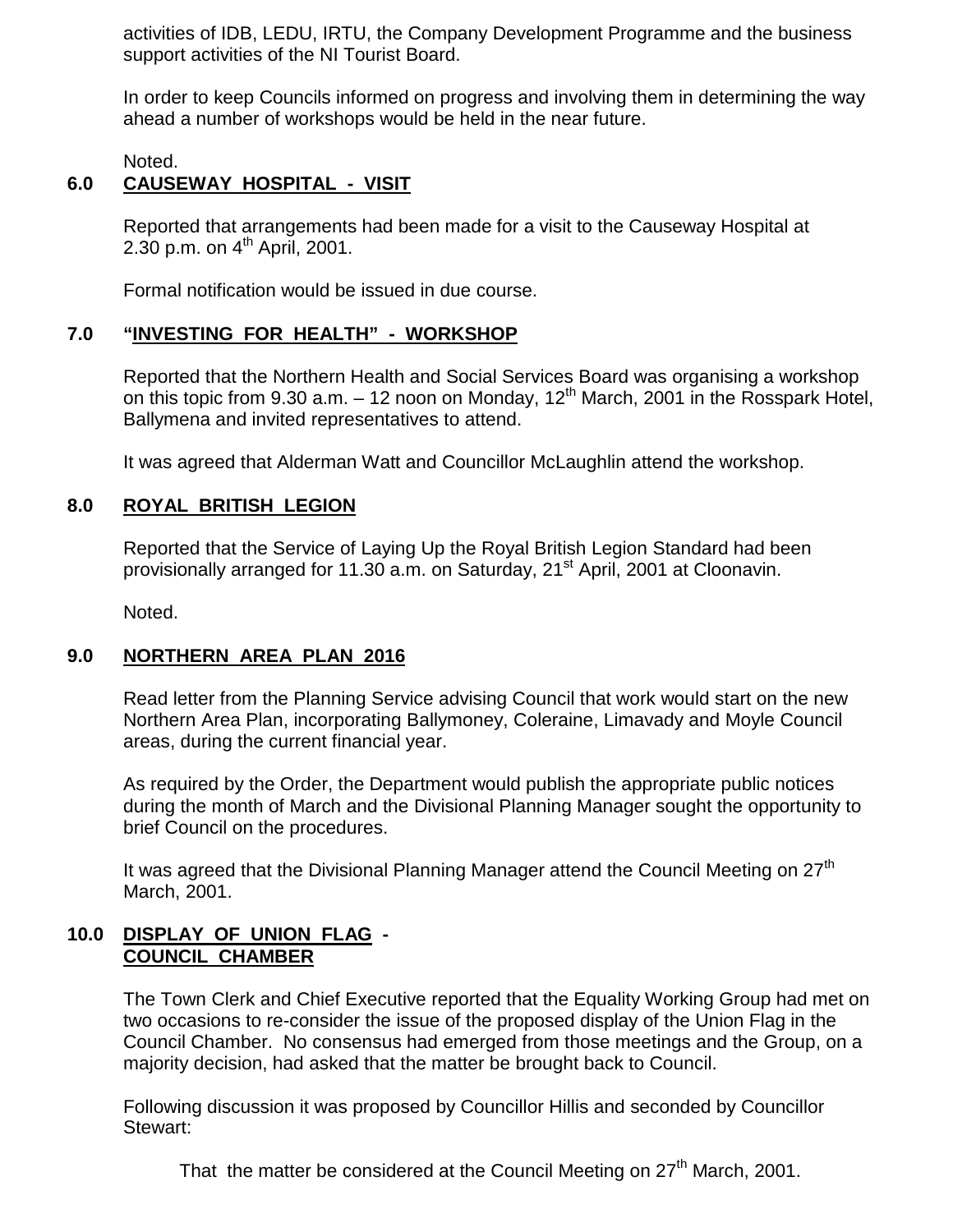activities of IDB, LEDU, IRTU, the Company Development Programme and the business support activities of the NI Tourist Board.

In order to keep Councils informed on progress and involving them in determining the way ahead a number of workshops would be held in the near future.

Noted.

## 6.0 CAUSEWAY HOSPITAL - VISIT

Reported that arrangements had been made for a visit to the Causeway Hospital at 2.30 p.m. on 4th April, 2001.

Formal notification would be issued in due course.

## 7.0 "INVESTING FOR HEALTH" - WORKSHOP

Reported that the Northern Health and Social Services Board was organising a workshop on this topic from 9.30 a.m. – 12 noon on Monday, 12th March, 2001 in the Rosspark Hotel, Ballymena and invited representatives to attend.

It was agreed that Alderman Watt and Councillor McLaughlin attend the workshop.

## 8.0 ROYAL BRITISH LEGION

Reported that the Service of Laying Up the Royal British Legion Standard had been provisionally arranged for 11.30 a.m. on Saturday, 21st April, 2001 at Cloonavin.

Noted.

## 9.0 NORTHERN AREA PLAN 2016

Read letter from the Planning Service advising Council that work would start on the new Northern Area Plan, incorporating Ballymoney, Coleraine, Limavady and Moyle Council areas, during the current financial year.

As required by the Order, the Department would publish the appropriate public notices during the month of March and the Divisional Planning Manager sought the opportunity to brief Council on the procedures.

It was agreed that the Divisional Planning Manager attend the Council Meeting on 27th March, 2001.

## 10.0 DISPLAY OF UNION FLAG - COUNCIL CHAMBER

The Town Clerk and Chief Executive reported that the Equality Working Group had met on two occasions to re-consider the issue of the proposed display of the Union Flag in the Council Chamber. No consensus had emerged from those meetings and the Group, on a majority decision, had asked that the matter be brought back to Council.

Following discussion it was proposed by Councillor Hillis and seconded by Councillor Stewart:

That the matter be considered at the Council Meeting on 27th March, 2001.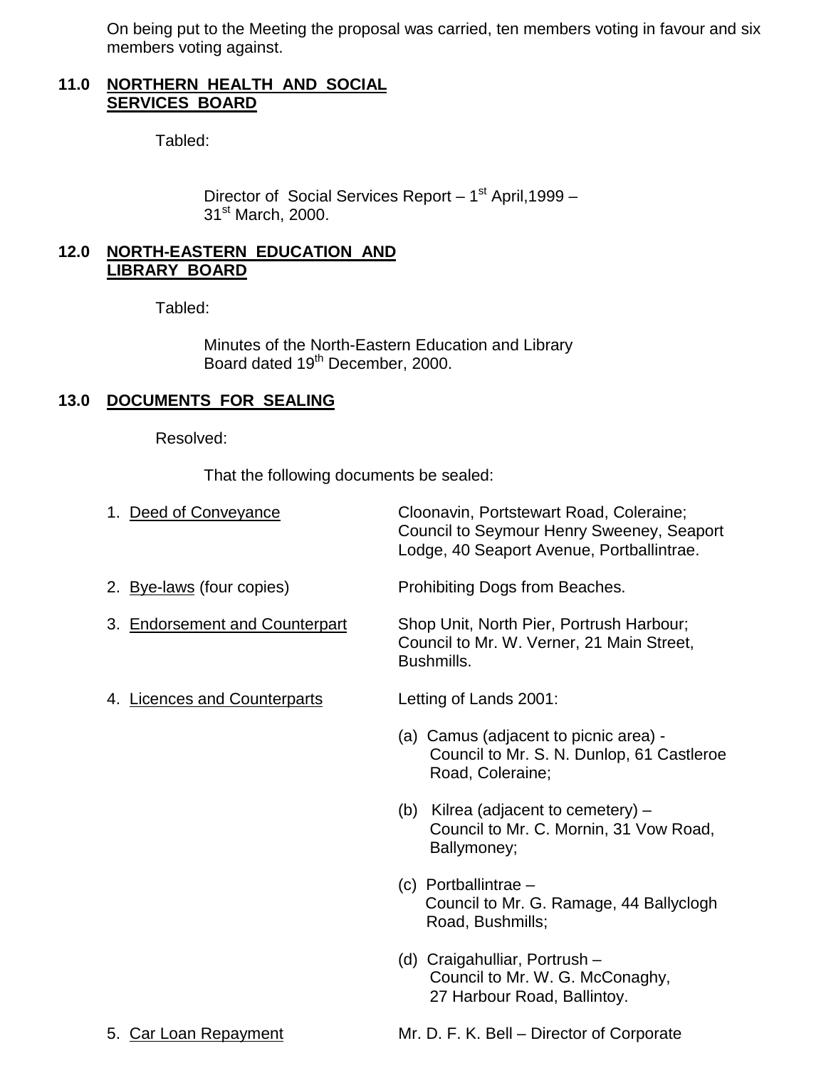On being put to the Meeting the proposal was carried, ten members voting in favour and six members voting against.

## 11.0 NORTHERN HEALTH AND SOCIAL SERVICES BOARD

Tabled:

Director of Social Services Report – 1st April,1999 – 31st March, 2000.

## 12.0 NORTH-EASTERN EDUCATION AND LIBRARY BOARD

Tabled:

Minutes of the North-Eastern Education and Library Board dated 19th December, 2000.

## 13.0 DOCUMENTS FOR SEALING

Resolved:

That the following documents be sealed:

1. Deed of Conveyance — Cloonavin, Portstewart Road, Coleraine; Council to Seymour Henry Sweeney, Seaport Lodge, 40 Seaport Avenue, Portballintrae.

2. Bye-laws (four copies) — Prohibiting Dogs from Beaches.

3. Endorsement and Counterpart — Shop Unit, North Pier, Portrush Harbour; Council to Mr. W. Verner, 21 Main Street, Bushmills.

4. Licences and Counterparts — Letting of Lands 2001:

   (a) Camus (adjacent to picnic area) - Council to Mr. S. N. Dunlop, 61 Castleroe Road, Coleraine;

   (b) Kilrea (adjacent to cemetery) – Council to Mr. C. Mornin, 31 Vow Road, Ballymoney;

   (c) Portballintrae – Council to Mr. G. Ramage, 44 Ballyclogh Road, Bushmills;

   (d) Craigahulliar, Portrush – Council to Mr. W. G. McConaghy, 27 Harbour Road, Ballintoy.

5. Car Loan Repayment — Mr. D. F. K. Bell – Director of Corporate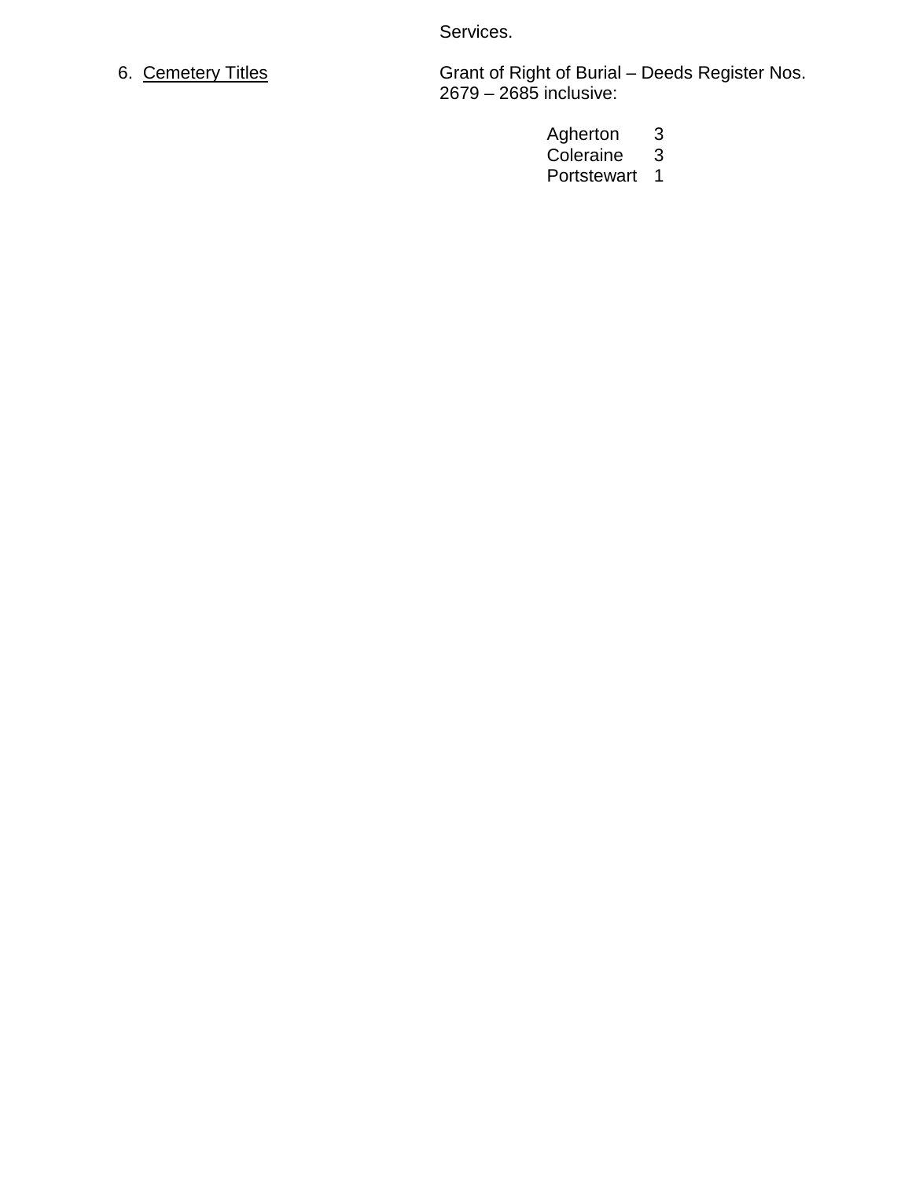Services.

6. Cemetery Titles

Grant of Right of Burial – Deeds Register Nos. 2679 – 2685 inclusive:

| | |
|---|---|
| Agherton | 3 |
| Coleraine | 3 |
| Portstewart | 1 |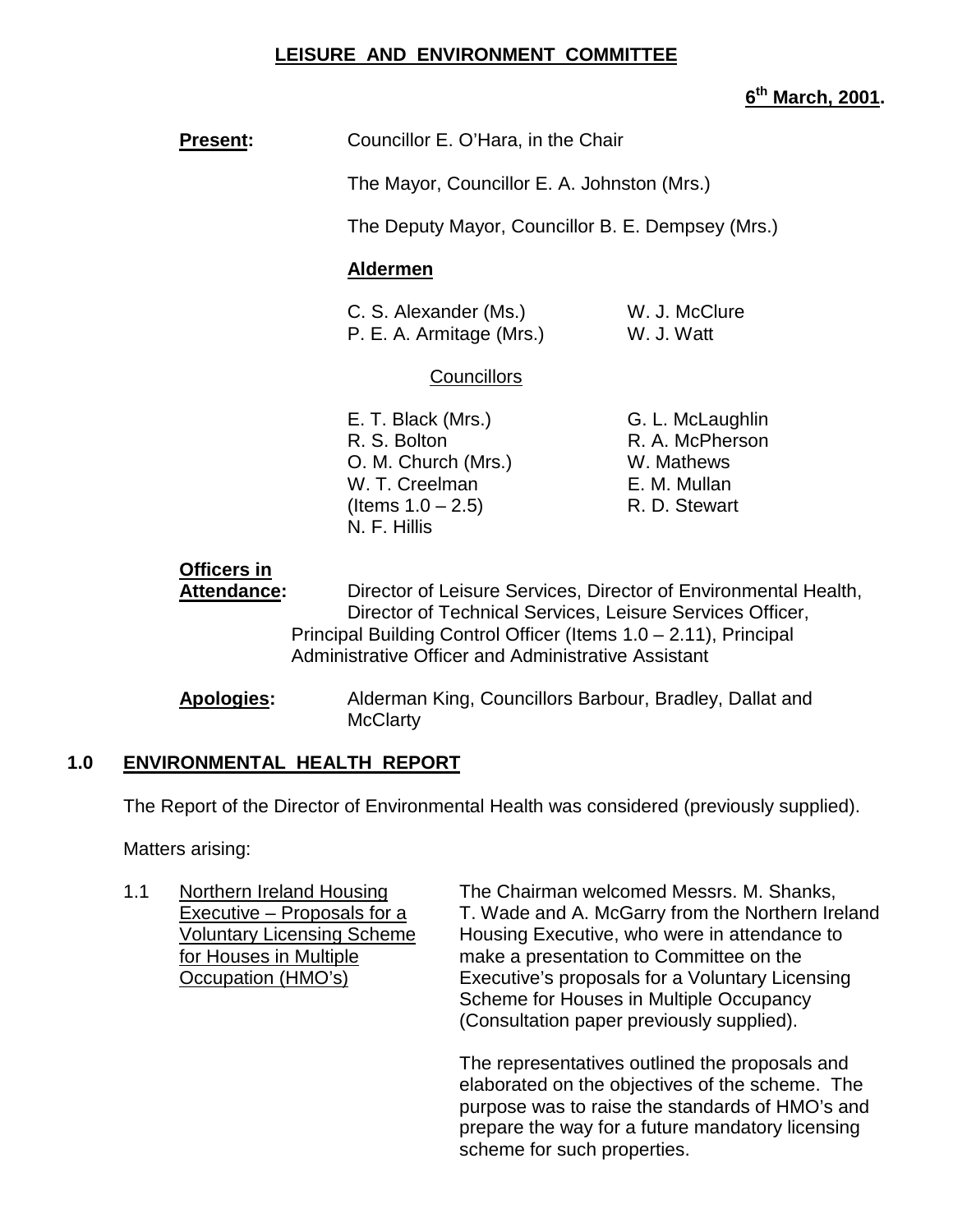**LEISURE AND ENVIRONMENT COMMITTEE**

**6th March, 2001.**

**Present:** Councillor E. O'Hara, in the Chair

The Mayor, Councillor E. A. Johnston (Mrs.)

The Deputy Mayor, Councillor B. E. Dempsey (Mrs.)

**Aldermen**

C. S. Alexander (Ms.)
P. E. A. Armitage (Mrs.)
W. J. McClure
W. J. Watt

Councillors

E. T. Black (Mrs.)
R. S. Bolton
O. M. Church (Mrs.)
W. T. Creelman (Items 1.0 – 2.5)
N. F. Hillis
G. L. McLaughlin
R. A. McPherson
W. Mathews
E. M. Mullan
R. D. Stewart

**Officers in Attendance:** Director of Leisure Services, Director of Environmental Health, Director of Technical Services, Leisure Services Officer, Principal Building Control Officer (Items 1.0 – 2.11), Principal Administrative Officer and Administrative Assistant

**Apologies:** Alderman King, Councillors Barbour, Bradley, Dallat and McClarty

## 1.0 ENVIRONMENTAL HEALTH REPORT

The Report of the Director of Environmental Health was considered (previously supplied).

Matters arising:

1.1 Northern Ireland Housing Executive – Proposals for a Voluntary Licensing Scheme for Houses in Multiple Occupation (HMO's)

The Chairman welcomed Messrs. M. Shanks, T. Wade and A. McGarry from the Northern Ireland Housing Executive, who were in attendance to make a presentation to Committee on the Executive's proposals for a Voluntary Licensing Scheme for Houses in Multiple Occupancy (Consultation paper previously supplied).

The representatives outlined the proposals and elaborated on the objectives of the scheme. The purpose was to raise the standards of HMO's and prepare the way for a future mandatory licensing scheme for such properties.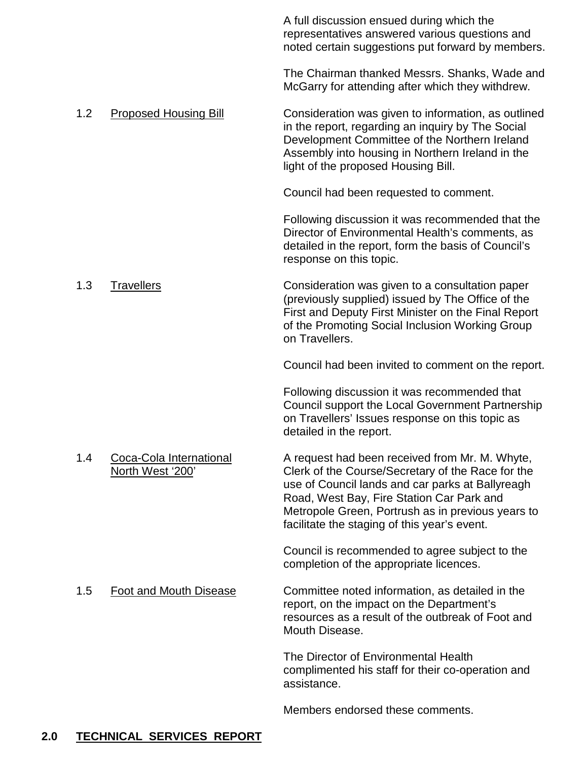A full discussion ensued during which the representatives answered various questions and noted certain suggestions put forward by members.

The Chairman thanked Messrs. Shanks, Wade and McGarry for attending after which they withdrew.

1.2 Proposed Housing Bill

Consideration was given to information, as outlined in the report, regarding an inquiry by The Social Development Committee of the Northern Ireland Assembly into housing in Northern Ireland in the light of the proposed Housing Bill.

Council had been requested to comment.

Following discussion it was recommended that the Director of Environmental Health's comments, as detailed in the report, form the basis of Council's response on this topic.

1.3 Travellers

Consideration was given to a consultation paper (previously supplied) issued by The Office of the First and Deputy First Minister on the Final Report of the Promoting Social Inclusion Working Group on Travellers.

Council had been invited to comment on the report.

Following discussion it was recommended that Council support the Local Government Partnership on Travellers' Issues response on this topic as detailed in the report.

1.4 Coca-Cola International North West '200'

A request had been received from Mr. M. Whyte, Clerk of the Course/Secretary of the Race for the use of Council lands and car parks at Ballyreagh Road, West Bay, Fire Station Car Park and Metropole Green, Portrush as in previous years to facilitate the staging of this year's event.

Council is recommended to agree subject to the completion of the appropriate licences.

1.5 Foot and Mouth Disease

Committee noted information, as detailed in the report, on the impact on the Department's resources as a result of the outbreak of Foot and Mouth Disease.

The Director of Environmental Health complimented his staff for their co-operation and assistance.

Members endorsed these comments.

## 2.0 TECHNICAL SERVICES REPORT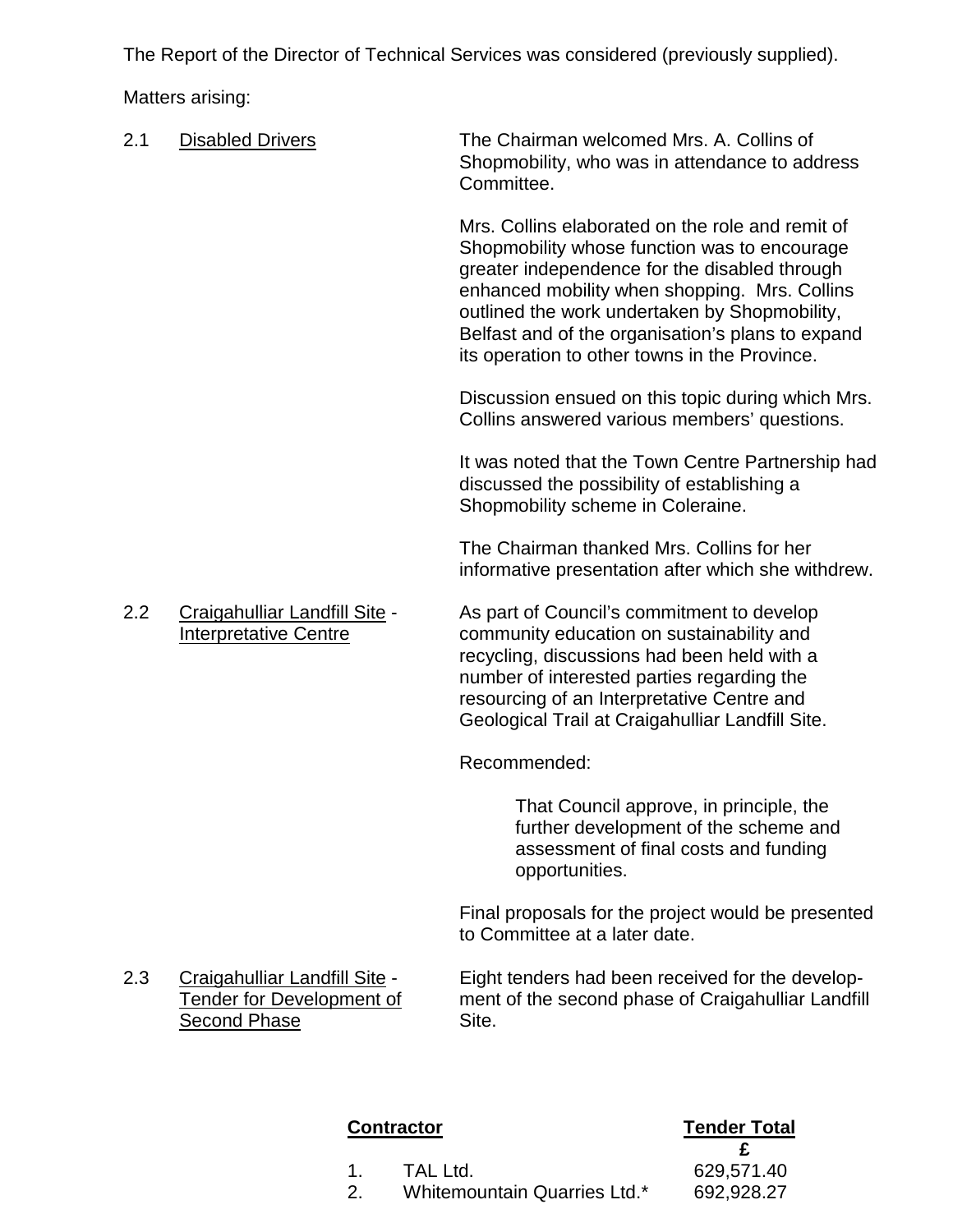The Report of the Director of Technical Services was considered (previously supplied).

Matters arising:

2.1 Disabled Drivers

The Chairman welcomed Mrs. A. Collins of Shopmobility, who was in attendance to address Committee.

Mrs. Collins elaborated on the role and remit of Shopmobility whose function was to encourage greater independence for the disabled through enhanced mobility when shopping. Mrs. Collins outlined the work undertaken by Shopmobility, Belfast and of the organisation's plans to expand its operation to other towns in the Province.

Discussion ensued on this topic during which Mrs. Collins answered various members' questions.

It was noted that the Town Centre Partnership had discussed the possibility of establishing a Shopmobility scheme in Coleraine.

The Chairman thanked Mrs. Collins for her informative presentation after which she withdrew.

2.2 Craigahulliar Landfill Site - Interpretative Centre

As part of Council's commitment to develop community education on sustainability and recycling, discussions had been held with a number of interested parties regarding the resourcing of an Interpretative Centre and Geological Trail at Craigahulliar Landfill Site.

Recommended:

> That Council approve, in principle, the further development of the scheme and assessment of final costs and funding opportunities.

Final proposals for the project would be presented to Committee at a later date.

2.3 Craigahulliar Landfill Site - Tender for Development of Second Phase

Eight tenders had been received for the development of the second phase of Craigahulliar Landfill Site.

| | **Contractor** | **Tender Total £** |
|---|---|---|
| 1. | TAL Ltd. | 629,571.40 |
| 2. | Whitemountain Quarries Ltd.* | 692,928.27 |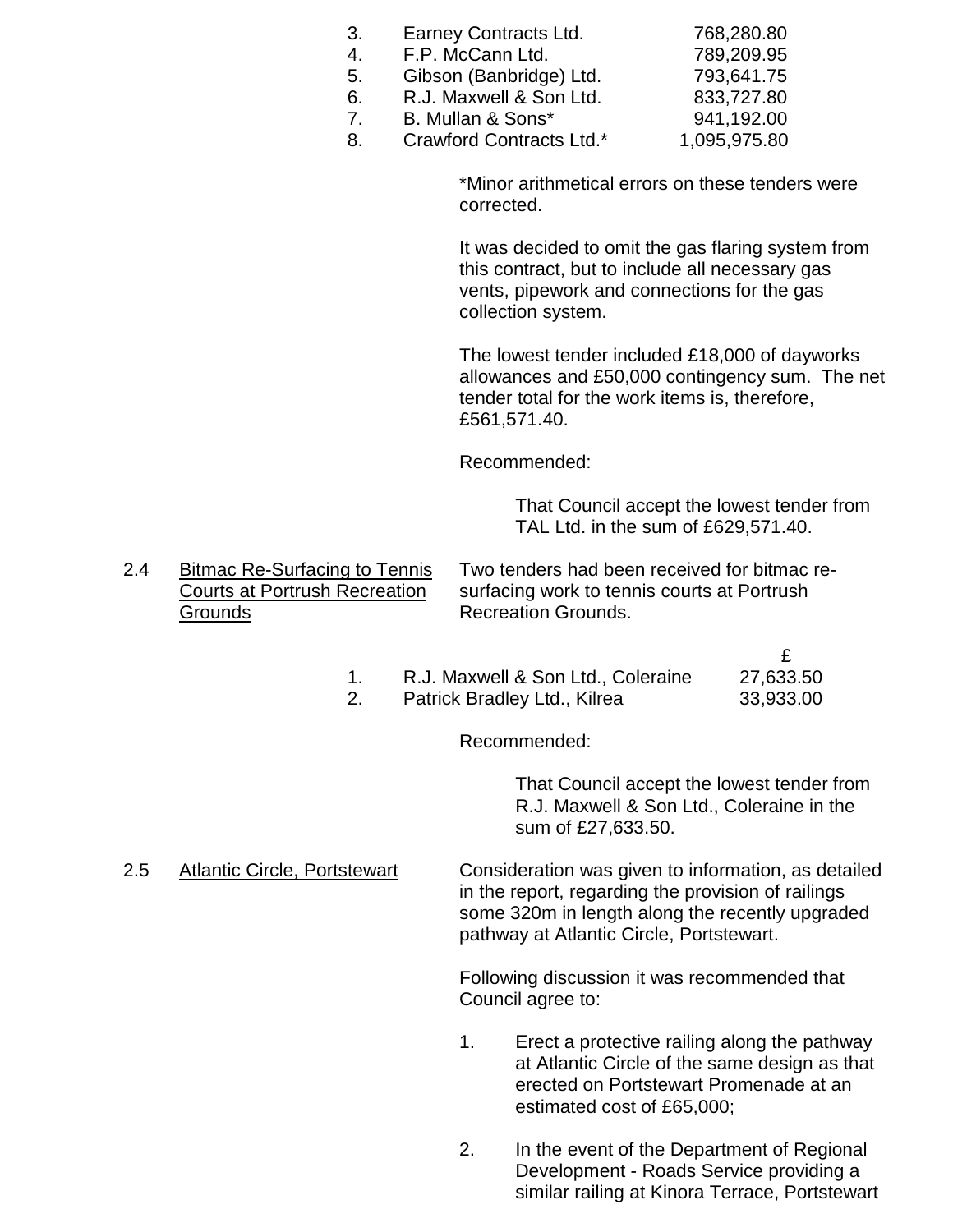| | | |
|---|---|---|
| 3. | Earney Contracts Ltd. | 768,280.80 |
| 4. | F.P. McCann Ltd. | 789,209.95 |
| 5. | Gibson (Banbridge) Ltd. | 793,641.75 |
| 6. | R.J. Maxwell & Son Ltd. | 833,727.80 |
| 7. | B. Mullan & Sons* | 941,192.00 |
| 8. | Crawford Contracts Ltd.* | 1,095,975.80 |

*Minor arithmetical errors on these tenders were corrected.

It was decided to omit the gas flaring system from this contract, but to include all necessary gas vents, pipework and connections for the gas collection system.

The lowest tender included £18,000 of dayworks allowances and £50,000 contingency sum. The net tender total for the work items is, therefore, £561,571.40.

Recommended:

> That Council accept the lowest tender from TAL Ltd. in the sum of £629,571.40.

2.4 <u>Bitmac Re-Surfacing to Tennis Courts at Portrush Recreation Grounds</u>

Two tenders had been received for bitmac re-surfacing work to tennis courts at Portrush Recreation Grounds.

| | | £ |
|---|---|---|
| 1. | R.J. Maxwell & Son Ltd., Coleraine | 27,633.50 |
| 2. | Patrick Bradley Ltd., Kilrea | 33,933.00 |

Recommended:

> That Council accept the lowest tender from R.J. Maxwell & Son Ltd., Coleraine in the sum of £27,633.50.

2.5 <u>Atlantic Circle, Portstewart</u>

Consideration was given to information, as detailed in the report, regarding the provision of railings some 320m in length along the recently upgraded pathway at Atlantic Circle, Portstewart.

Following discussion it was recommended that Council agree to:

1. Erect a protective railing along the pathway at Atlantic Circle of the same design as that erected on Portstewart Promenade at an estimated cost of £65,000;

2. In the event of the Department of Regional Development - Roads Service providing a similar railing at Kinora Terrace, Portstewart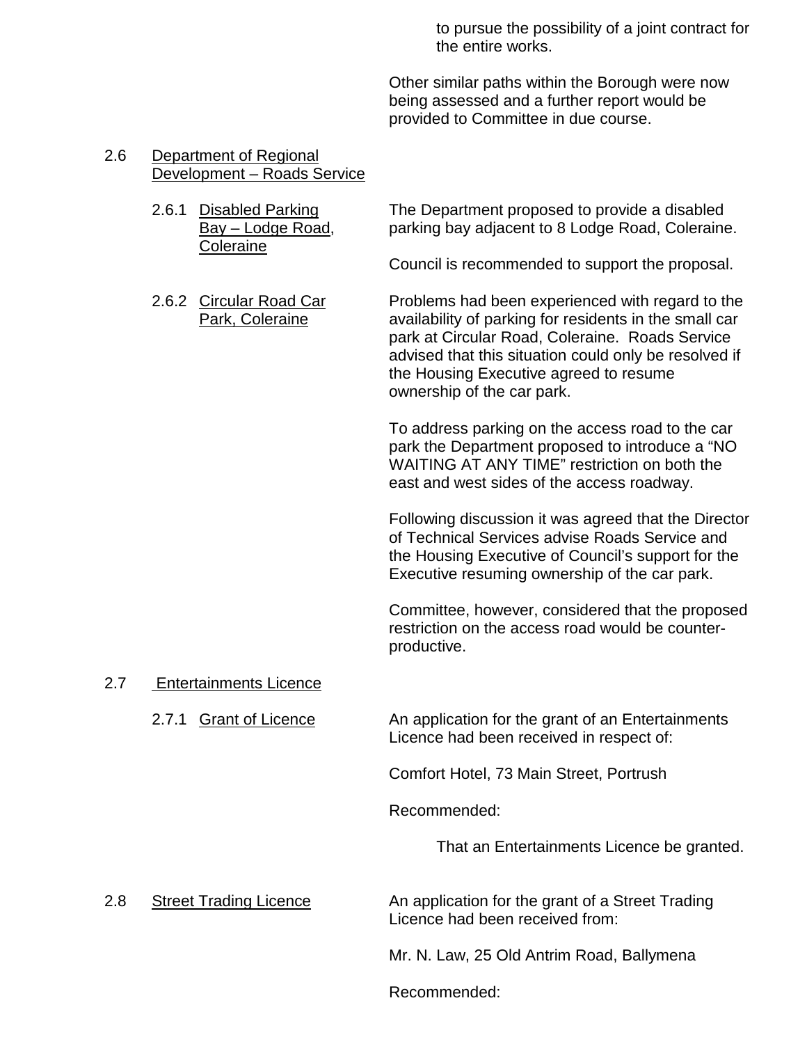to pursue the possibility of a joint contract for the entire works.

Other similar paths within the Borough were now being assessed and a further report would be provided to Committee in due course.

2.6 Department of Regional Development – Roads Service

2.6.1 Disabled Parking Bay – Lodge Road, Coleraine

The Department proposed to provide a disabled parking bay adjacent to 8 Lodge Road, Coleraine.

Council is recommended to support the proposal.

2.6.2 Circular Road Car Park, Coleraine

Problems had been experienced with regard to the availability of parking for residents in the small car park at Circular Road, Coleraine. Roads Service advised that this situation could only be resolved if the Housing Executive agreed to resume ownership of the car park.

To address parking on the access road to the car park the Department proposed to introduce a "NO WAITING AT ANY TIME" restriction on both the east and west sides of the access roadway.

Following discussion it was agreed that the Director of Technical Services advise Roads Service and the Housing Executive of Council's support for the Executive resuming ownership of the car park.

Committee, however, considered that the proposed restriction on the access road would be counter-productive.

2.7 Entertainments Licence

2.7.1 Grant of Licence

An application for the grant of an Entertainments Licence had been received in respect of:

Comfort Hotel, 73 Main Street, Portrush

Recommended:

That an Entertainments Licence be granted.

2.8 Street Trading Licence

An application for the grant of a Street Trading Licence had been received from:

Mr. N. Law, 25 Old Antrim Road, Ballymena

Recommended: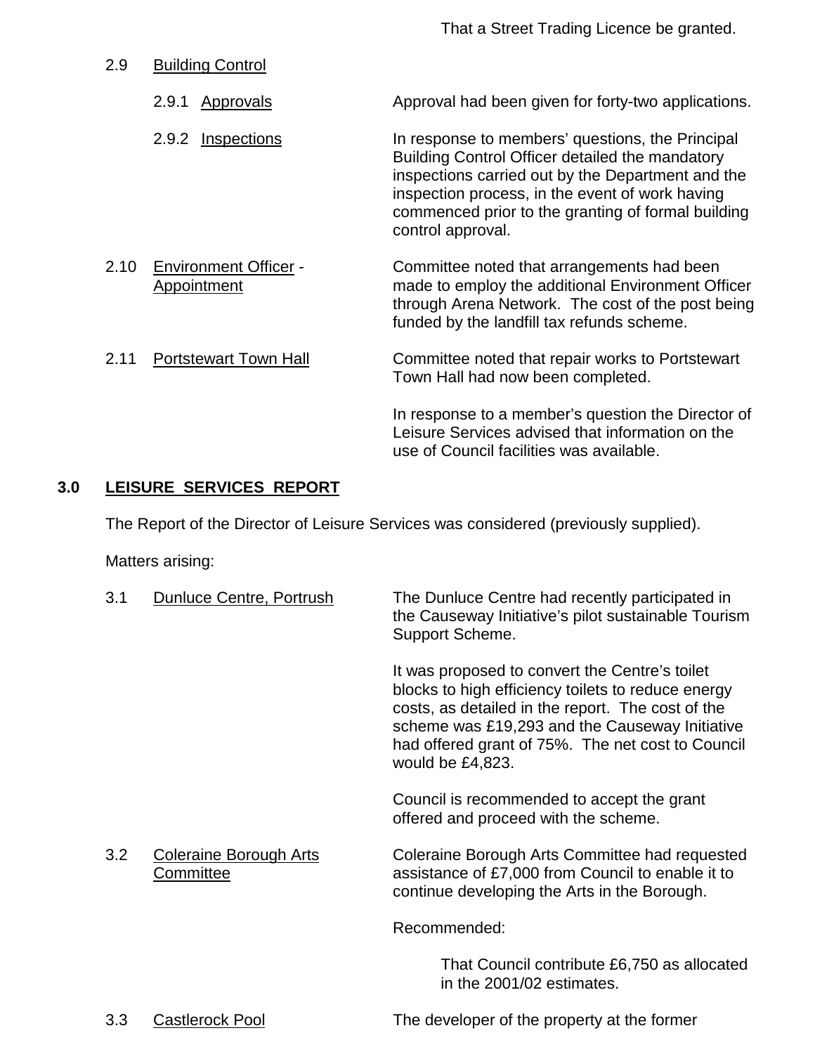That a Street Trading Licence be granted.

2.9 Building Control

2.9.1 Approvals — Approval had been given for forty-two applications.

2.9.2 Inspections — In response to members' questions, the Principal Building Control Officer detailed the mandatory inspections carried out by the Department and the inspection process, in the event of work having commenced prior to the granting of formal building control approval.

2.10 Environment Officer - Appointment — Committee noted that arrangements had been made to employ the additional Environment Officer through Arena Network. The cost of the post being funded by the landfill tax refunds scheme.

2.11 Portstewart Town Hall — Committee noted that repair works to Portstewart Town Hall had now been completed.

In response to a member's question the Director of Leisure Services advised that information on the use of Council facilities was available.

## 3.0 LEISURE SERVICES REPORT

The Report of the Director of Leisure Services was considered (previously supplied).

Matters arising:

3.1 Dunluce Centre, Portrush — The Dunluce Centre had recently participated in the Causeway Initiative's pilot sustainable Tourism Support Scheme.

It was proposed to convert the Centre's toilet blocks to high efficiency toilets to reduce energy costs, as detailed in the report. The cost of the scheme was £19,293 and the Causeway Initiative had offered grant of 75%. The net cost to Council would be £4,823.

Council is recommended to accept the grant offered and proceed with the scheme.

3.2 Coleraine Borough Arts Committee — Coleraine Borough Arts Committee had requested assistance of £7,000 from Council to enable it to continue developing the Arts in the Borough.

Recommended:

That Council contribute £6,750 as allocated in the 2001/02 estimates.

3.3 Castlerock Pool — The developer of the property at the former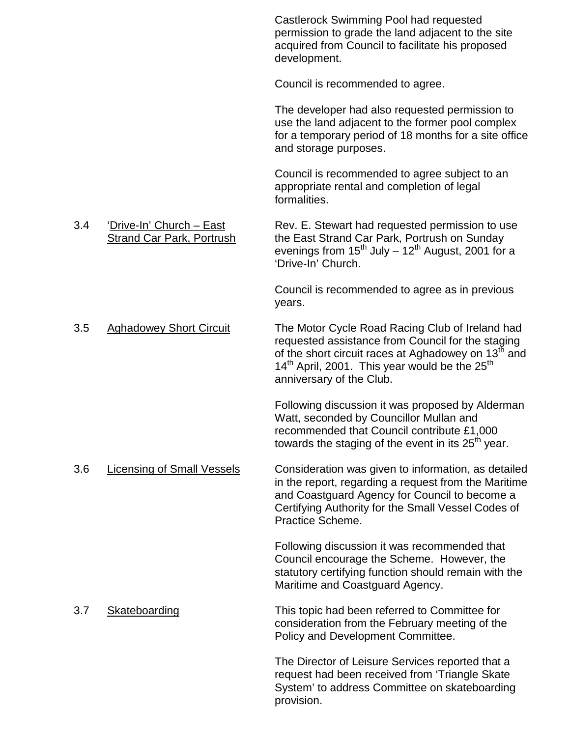Castlerock Swimming Pool had requested permission to grade the land adjacent to the site acquired from Council to facilitate his proposed development.

Council is recommended to agree.

The developer had also requested permission to use the land adjacent to the former pool complex for a temporary period of 18 months for a site office and storage purposes.

Council is recommended to agree subject to an appropriate rental and completion of legal formalities.

3.4 'Drive-In' Church – East Strand Car Park, Portrush

Rev. E. Stewart had requested permission to use the East Strand Car Park, Portrush on Sunday evenings from 15th July – 12th August, 2001 for a 'Drive-In' Church.

Council is recommended to agree as in previous years.

3.5 Aghadowey Short Circuit

The Motor Cycle Road Racing Club of Ireland had requested assistance from Council for the staging of the short circuit races at Aghadowey on 13th and 14th April, 2001. This year would be the 25th anniversary of the Club.

Following discussion it was proposed by Alderman Watt, seconded by Councillor Mullan and recommended that Council contribute £1,000 towards the staging of the event in its 25th year.

3.6 Licensing of Small Vessels

Consideration was given to information, as detailed in the report, regarding a request from the Maritime and Coastguard Agency for Council to become a Certifying Authority for the Small Vessel Codes of Practice Scheme.

Following discussion it was recommended that Council encourage the Scheme. However, the statutory certifying function should remain with the Maritime and Coastguard Agency.

3.7 Skateboarding

This topic had been referred to Committee for consideration from the February meeting of the Policy and Development Committee.

The Director of Leisure Services reported that a request had been received from 'Triangle Skate System' to address Committee on skateboarding provision.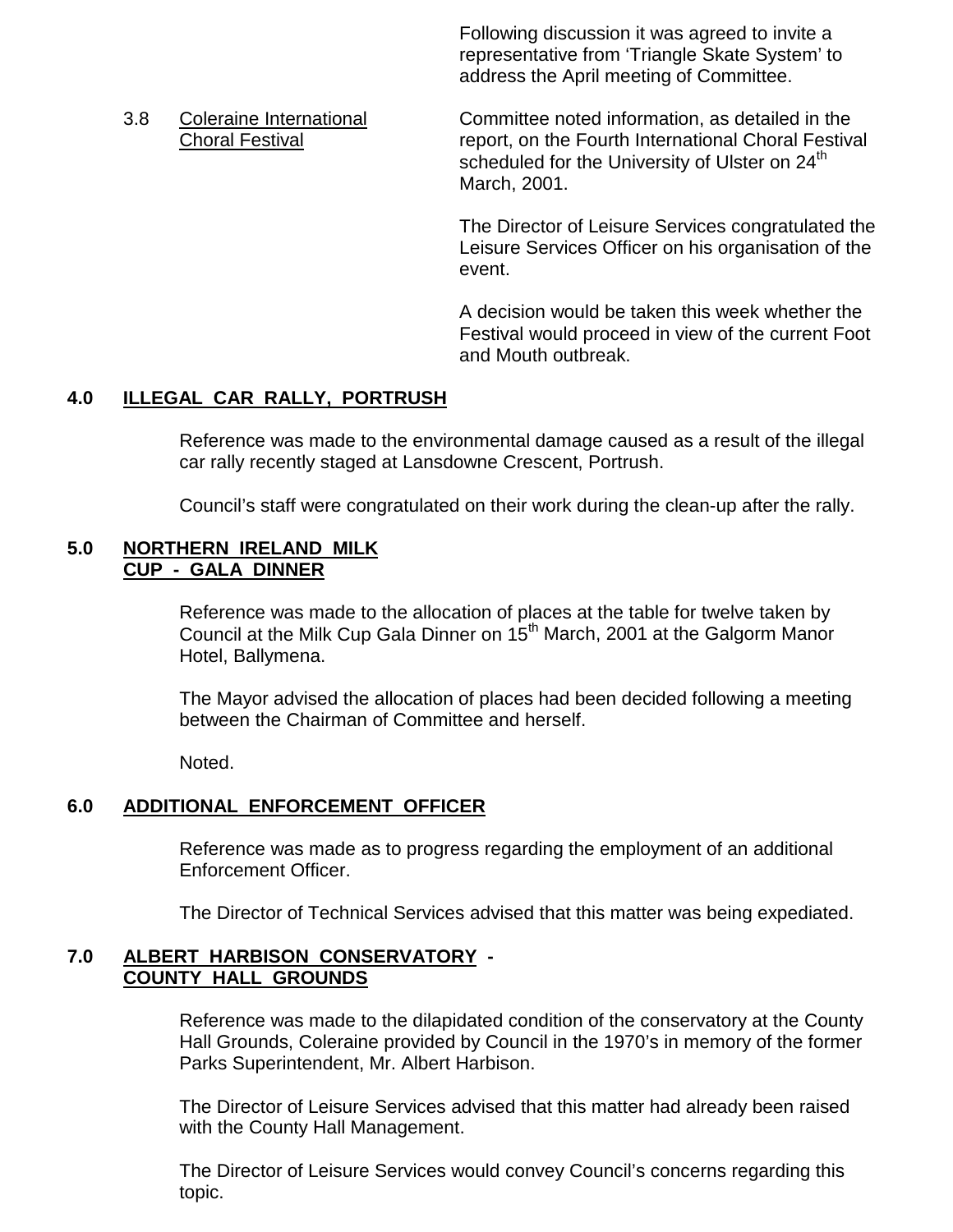Following discussion it was agreed to invite a representative from 'Triangle Skate System' to address the April meeting of Committee.

3.8 Coleraine International Choral Festival

Committee noted information, as detailed in the report, on the Fourth International Choral Festival scheduled for the University of Ulster on 24th March, 2001.

The Director of Leisure Services congratulated the Leisure Services Officer on his organisation of the event.

A decision would be taken this week whether the Festival would proceed in view of the current Foot and Mouth outbreak.

## 4.0 ILLEGAL CAR RALLY, PORTRUSH

Reference was made to the environmental damage caused as a result of the illegal car rally recently staged at Lansdowne Crescent, Portrush.

Council's staff were congratulated on their work during the clean-up after the rally.

## 5.0 NORTHERN IRELAND MILK CUP - GALA DINNER

Reference was made to the allocation of places at the table for twelve taken by Council at the Milk Cup Gala Dinner on 15th March, 2001 at the Galgorm Manor Hotel, Ballymena.

The Mayor advised the allocation of places had been decided following a meeting between the Chairman of Committee and herself.

Noted.

## 6.0 ADDITIONAL ENFORCEMENT OFFICER

Reference was made as to progress regarding the employment of an additional Enforcement Officer.

The Director of Technical Services advised that this matter was being expediated.

## 7.0 ALBERT HARBISON CONSERVATORY - COUNTY HALL GROUNDS

Reference was made to the dilapidated condition of the conservatory at the County Hall Grounds, Coleraine provided by Council in the 1970's in memory of the former Parks Superintendent, Mr. Albert Harbison.

The Director of Leisure Services advised that this matter had already been raised with the County Hall Management.

The Director of Leisure Services would convey Council's concerns regarding this topic.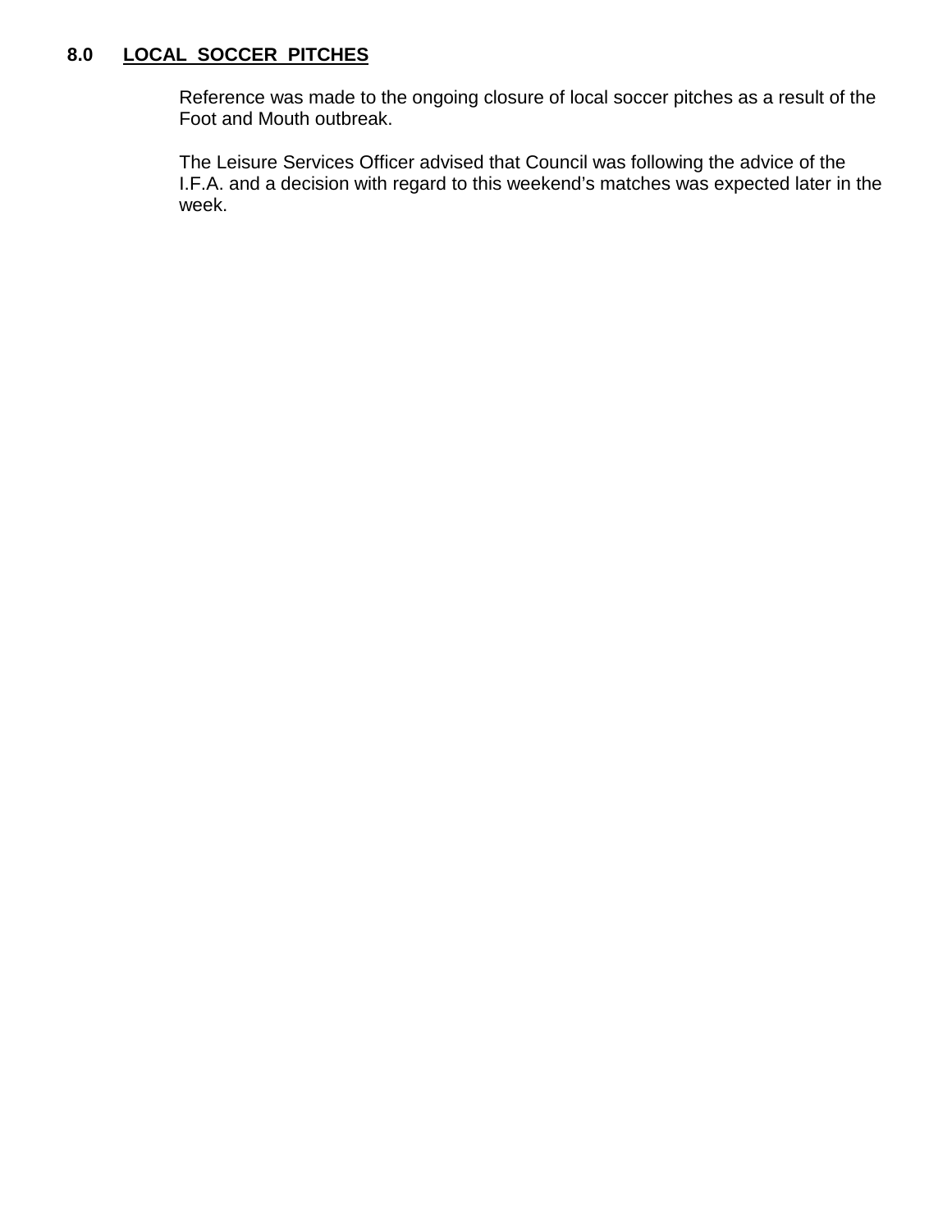## 8.0 LOCAL SOCCER PITCHES

Reference was made to the ongoing closure of local soccer pitches as a result of the Foot and Mouth outbreak.

The Leisure Services Officer advised that Council was following the advice of the I.F.A. and a decision with regard to this weekend's matches was expected later in the week.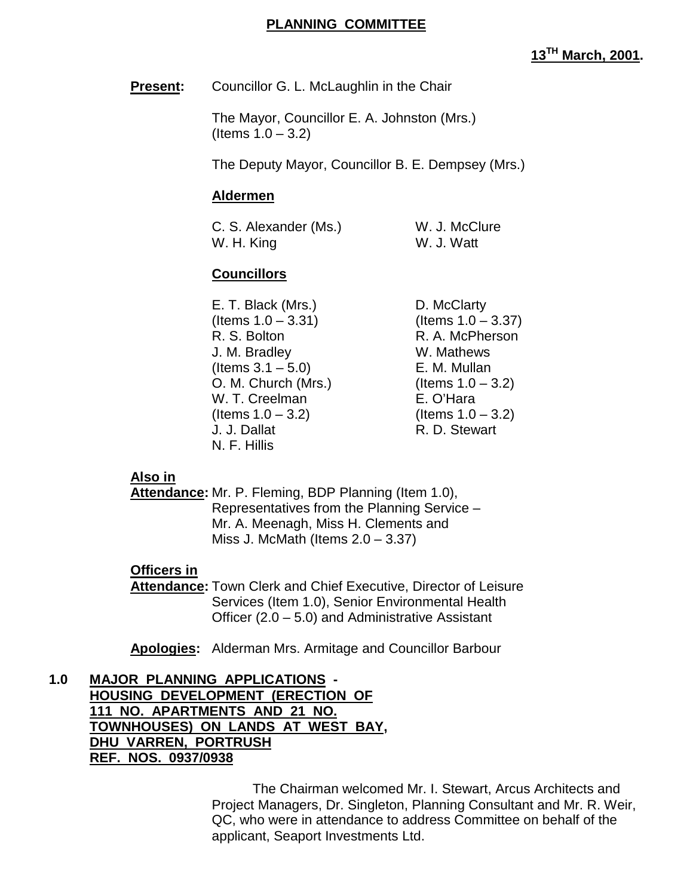**PLANNING COMMITTEE**

**13TH March, 2001.**

**Present:** Councillor G. L. McLaughlin in the Chair

The Mayor, Councillor E. A. Johnston (Mrs.) (Items 1.0 – 3.2)

The Deputy Mayor, Councillor B. E. Dempsey (Mrs.)

**Aldermen**

C. S. Alexander (Ms.)
W. H. King
W. J. McClure
W. J. Watt

**Councillors**

E. T. Black (Mrs.) (Items 1.0 – 3.31)
R. S. Bolton
J. M. Bradley (Items 3.1 – 5.0)
O. M. Church (Mrs.)
W. T. Creelman (Items 1.0 – 3.2)
J. J. Dallat
N. F. Hillis
D. McClarty (Items 1.0 – 3.37)
R. A. McPherson
W. Mathews
E. M. Mullan (Items 1.0 – 3.2)
E. O'Hara (Items 1.0 – 3.2)
R. D. Stewart

**Also in Attendance:** Mr. P. Fleming, BDP Planning (Item 1.0), Representatives from the Planning Service – Mr. A. Meenagh, Miss H. Clements and Miss J. McMath (Items 2.0 – 3.37)

**Officers in Attendance:** Town Clerk and Chief Executive, Director of Leisure Services (Item 1.0), Senior Environmental Health Officer (2.0 – 5.0) and Administrative Assistant

**Apologies:** Alderman Mrs. Armitage and Councillor Barbour

## 1.0 MAJOR PLANNING APPLICATIONS - HOUSING DEVELOPMENT (ERECTION OF 111 NO. APARTMENTS AND 21 NO. TOWNHOUSES) ON LANDS AT WEST BAY, DHU VARREN, PORTRUSH REF. NOS. 0937/0938

The Chairman welcomed Mr. I. Stewart, Arcus Architects and Project Managers, Dr. Singleton, Planning Consultant and Mr. R. Weir, QC, who were in attendance to address Committee on behalf of the applicant, Seaport Investments Ltd.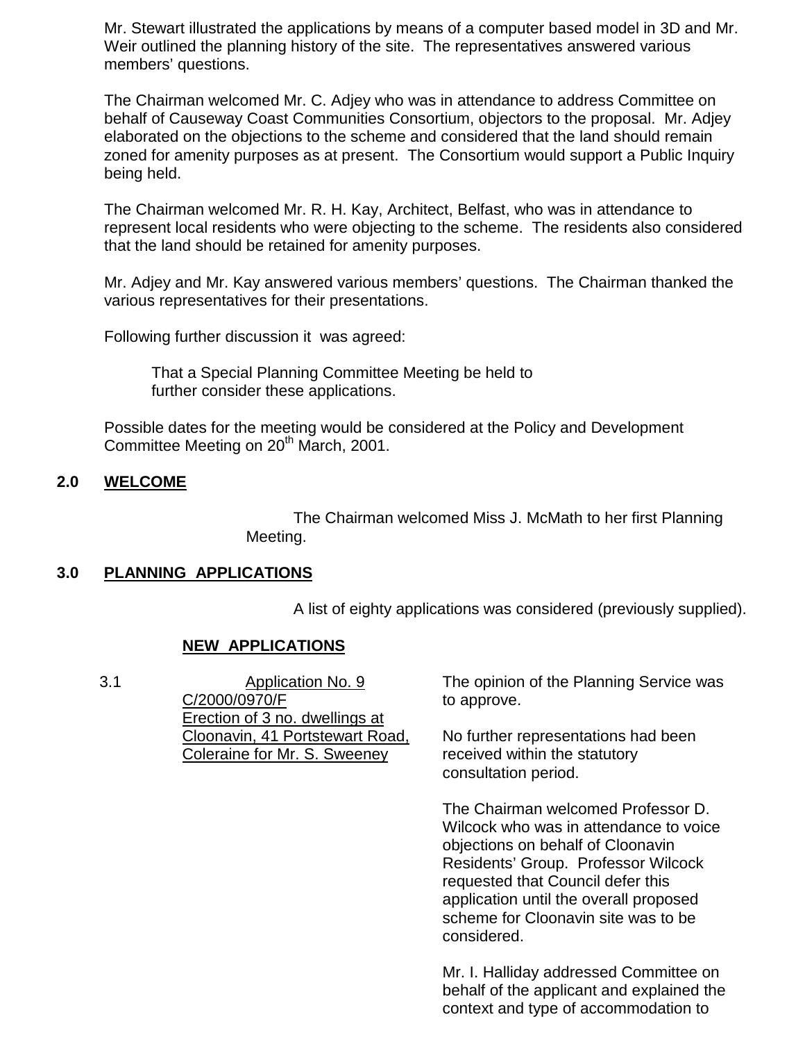Mr. Stewart illustrated the applications by means of a computer based model in 3D and Mr. Weir outlined the planning history of the site. The representatives answered various members' questions.

The Chairman welcomed Mr. C. Adjey who was in attendance to address Committee on behalf of Causeway Coast Communities Consortium, objectors to the proposal. Mr. Adjey elaborated on the objections to the scheme and considered that the land should remain zoned for amenity purposes as at present. The Consortium would support a Public Inquiry being held.

The Chairman welcomed Mr. R. H. Kay, Architect, Belfast, who was in attendance to represent local residents who were objecting to the scheme. The residents also considered that the land should be retained for amenity purposes.

Mr. Adjey and Mr. Kay answered various members' questions. The Chairman thanked the various representatives for their presentations.

Following further discussion it was agreed:

> That a Special Planning Committee Meeting be held to further consider these applications.

Possible dates for the meeting would be considered at the Policy and Development Committee Meeting on 20th March, 2001.

## 2.0 WELCOME

The Chairman welcomed Miss J. McMath to her first Planning Meeting.

## 3.0 PLANNING APPLICATIONS

A list of eighty applications was considered (previously supplied).

### NEW APPLICATIONS

3.1 Application No. 9
C/2000/0970/F
Erection of 3 no. dwellings at Cloonavin, 41 Portstewart Road, Coleraine for Mr. S. Sweeney

The opinion of the Planning Service was to approve.

No further representations had been received within the statutory consultation period.

The Chairman welcomed Professor D. Wilcock who was in attendance to voice objections on behalf of Cloonavin Residents' Group. Professor Wilcock requested that Council defer this application until the overall proposed scheme for Cloonavin site was to be considered.

Mr. I. Halliday addressed Committee on behalf of the applicant and explained the context and type of accommodation to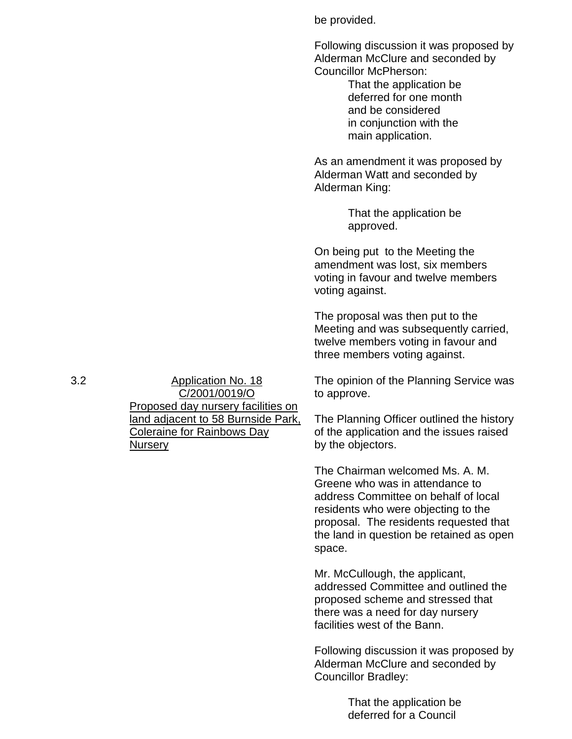be provided.

Following discussion it was proposed by Alderman McClure and seconded by Councillor McPherson:

> That the application be deferred for one month and be considered in conjunction with the main application.

As an amendment it was proposed by Alderman Watt and seconded by Alderman King:

> That the application be approved.

On being put to the Meeting the amendment was lost, six members voting in favour and twelve members voting against.

The proposal was then put to the Meeting and was subsequently carried, twelve members voting in favour and three members voting against.

3.2 Application No. 18 C/2001/0019/O Proposed day nursery facilities on land adjacent to 58 Burnside Park, Coleraine for Rainbows Day Nursery

The opinion of the Planning Service was to approve.

The Planning Officer outlined the history of the application and the issues raised by the objectors.

The Chairman welcomed Ms. A. M. Greene who was in attendance to address Committee on behalf of local residents who were objecting to the proposal. The residents requested that the land in question be retained as open space.

Mr. McCullough, the applicant, addressed Committee and outlined the proposed scheme and stressed that there was a need for day nursery facilities west of the Bann.

Following discussion it was proposed by Alderman McClure and seconded by Councillor Bradley:

> That the application be deferred for a Council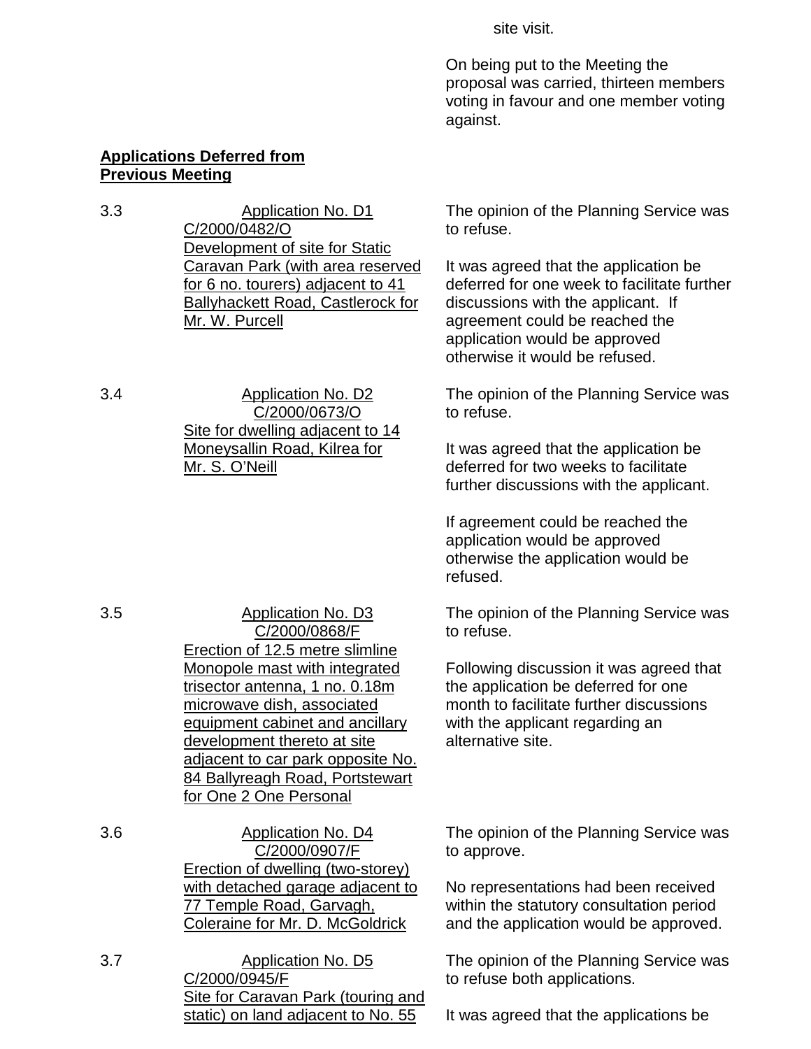site visit.

On being put to the Meeting the proposal was carried, thirteen members voting in favour and one member voting against.

**Applications Deferred from Previous Meeting**

3.3 Application No. D1 C/2000/0482/O Development of site for Static Caravan Park (with area reserved for 6 no. tourers) adjacent to 41 Ballyhackett Road, Castlerock for Mr. W. Purcell

The opinion of the Planning Service was to refuse.

It was agreed that the application be deferred for one week to facilitate further discussions with the applicant. If agreement could be reached the application would be approved otherwise it would be refused.

3.4 Application No. D2 C/2000/0673/O Site for dwelling adjacent to 14 Moneysallin Road, Kilrea for Mr. S. O'Neill

The opinion of the Planning Service was to refuse.

It was agreed that the application be deferred for two weeks to facilitate further discussions with the applicant.

If agreement could be reached the application would be approved otherwise the application would be refused.

3.5 Application No. D3 C/2000/0868/F Erection of 12.5 metre slimline Monopole mast with integrated trisector antenna, 1 no. 0.18m microwave dish, associated equipment cabinet and ancillary development thereto at site adjacent to car park opposite No. 84 Ballyreagh Road, Portstewart for One 2 One Personal

The opinion of the Planning Service was to refuse.

Following discussion it was agreed that the application be deferred for one month to facilitate further discussions with the applicant regarding an alternative site.

3.6 Application No. D4 C/2000/0907/F Erection of dwelling (two-storey) with detached garage adjacent to 77 Temple Road, Garvagh, Coleraine for Mr. D. McGoldrick

The opinion of the Planning Service was to approve.

No representations had been received within the statutory consultation period and the application would be approved.

3.7 Application No. D5 C/2000/0945/F Site for Caravan Park (touring and static) on land adjacent to No. 55

The opinion of the Planning Service was to refuse both applications.

It was agreed that the applications be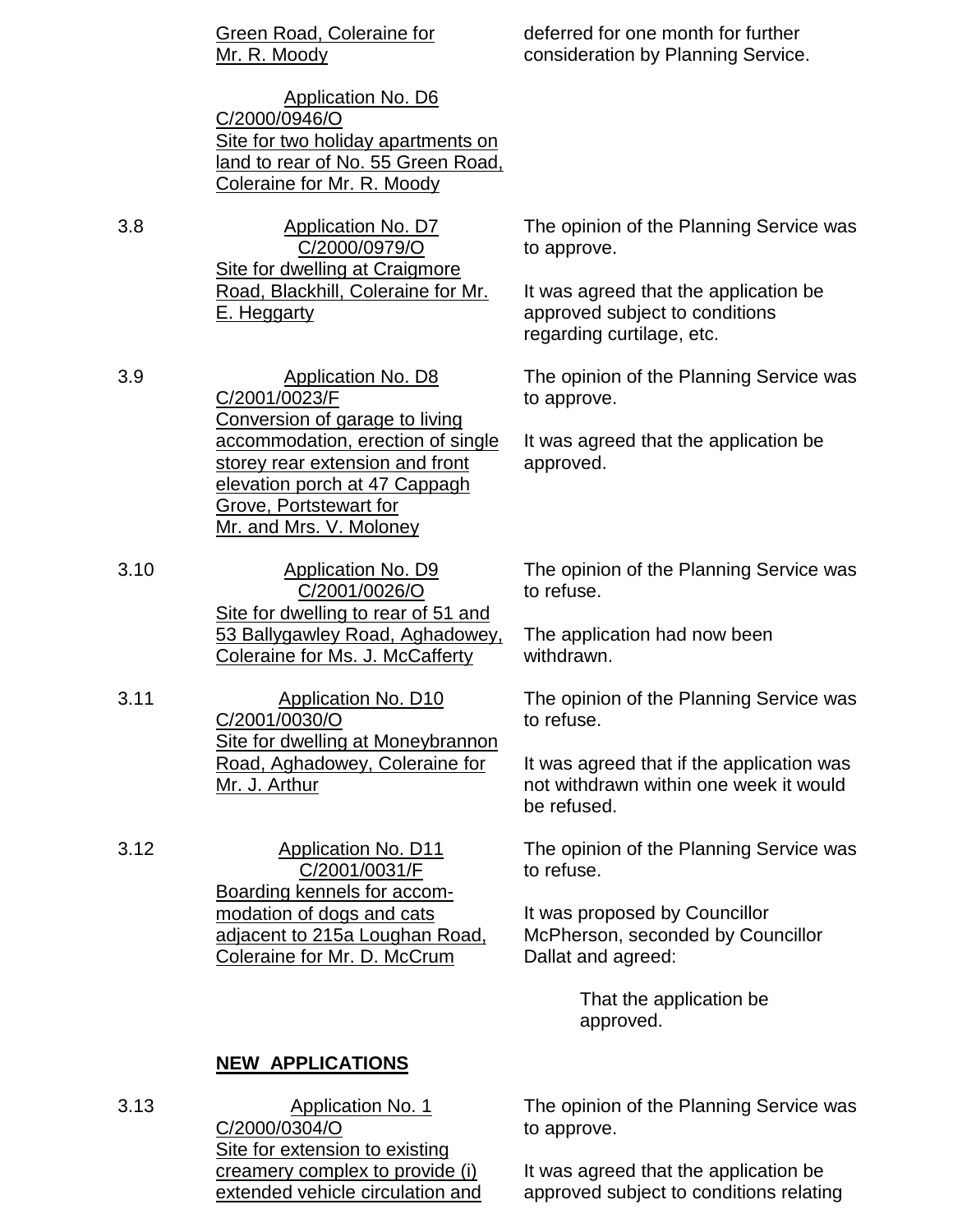Green Road, Coleraine for Mr. R. Moody — deferred for one month for further consideration by Planning Service.

Application No. D6
C/2000/0946/O
Site for two holiday apartments on land to rear of No. 55 Green Road, Coleraine for Mr. R. Moody

3.8 Application No. D7
C/2000/0979/O
Site for dwelling at Craigmore Road, Blackhill, Coleraine for Mr. E. Heggarty

The opinion of the Planning Service was to approve.

It was agreed that the application be approved subject to conditions regarding curtilage, etc.

3.9 Application No. D8
C/2001/0023/F
Conversion of garage to living accommodation, erection of single storey rear extension and front elevation porch at 47 Cappagh Grove, Portstewart for Mr. and Mrs. V. Moloney

The opinion of the Planning Service was to approve.

It was agreed that the application be approved.

3.10 Application No. D9
C/2001/0026/O
Site for dwelling to rear of 51 and 53 Ballygawley Road, Aghadowey, Coleraine for Ms. J. McCafferty

The opinion of the Planning Service was to refuse.

The application had now been withdrawn.

3.11 Application No. D10
C/2001/0030/O
Site for dwelling at Moneybrannon Road, Aghadowey, Coleraine for Mr. J. Arthur

The opinion of the Planning Service was to refuse.

It was agreed that if the application was not withdrawn within one week it would be refused.

3.12 Application No. D11
C/2001/0031/F
Boarding kennels for accommodation of dogs and cats adjacent to 215a Loughan Road, Coleraine for Mr. D. McCrum

The opinion of the Planning Service was to refuse.

It was proposed by Councillor McPherson, seconded by Councillor Dallat and agreed:

> That the application be approved.

**NEW APPLICATIONS**

3.13 Application No. 1
C/2000/0304/O
Site for extension to existing creamery complex to provide (i) extended vehicle circulation and

The opinion of the Planning Service was to approve.

It was agreed that the application be approved subject to conditions relating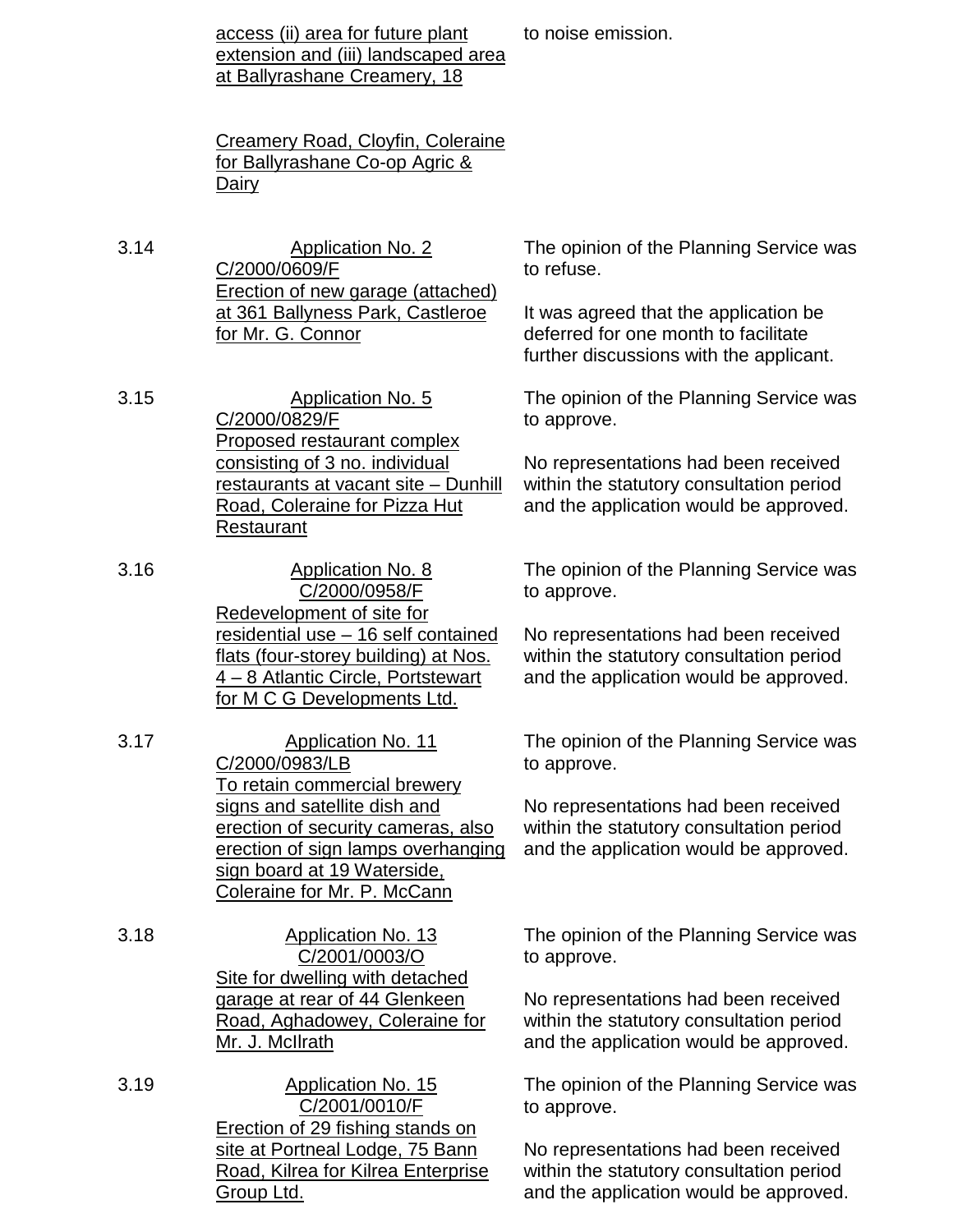| | | |
|---|---|---|
| | <u>access (ii) area for future plant extension and (iii) landscaped area at Ballyrashane Creamery, 18</u><br><br><u>Creamery Road, Cloyfin, Coleraine for Ballyrashane Co-op Agric & Dairy</u> | to noise emission. |
| 3.14 | <u>Application No. 2</u><br><u>C/2000/0609/F</u><br><u>Erection of new garage (attached) at 361 Ballyness Park, Castleroe for Mr. G. Connor</u> | The opinion of the Planning Service was to refuse.<br><br>It was agreed that the application be deferred for one month to facilitate further discussions with the applicant. |
| 3.15 | <u>Application No. 5</u><br><u>C/2000/0829/F</u><br><u>Proposed restaurant complex consisting of 3 no. individual restaurants at vacant site – Dunhill Road, Coleraine for Pizza Hut Restaurant</u> | The opinion of the Planning Service was to approve.<br><br>No representations had been received within the statutory consultation period and the application would be approved. |
| 3.16 | <u>Application No. 8</u><br><u>C/2000/0958/F</u><br><u>Redevelopment of site for residential use – 16 self contained flats (four-storey building) at Nos. 4 – 8 Atlantic Circle, Portstewart for M C G Developments Ltd.</u> | The opinion of the Planning Service was to approve.<br><br>No representations had been received within the statutory consultation period and the application would be approved. |
| 3.17 | <u>Application No. 11</u><br><u>C/2000/0983/LB</u><br><u>To retain commercial brewery signs and satellite dish and erection of security cameras, also erection of sign lamps overhanging sign board at 19 Waterside, Coleraine for Mr. P. McCann</u> | The opinion of the Planning Service was to approve.<br><br>No representations had been received within the statutory consultation period and the application would be approved. |
| 3.18 | <u>Application No. 13</u><br><u>C/2001/0003/O</u><br><u>Site for dwelling with detached garage at rear of 44 Glenkeen Road, Aghadowey, Coleraine for Mr. J. McIlrath</u> | The opinion of the Planning Service was to approve.<br><br>No representations had been received within the statutory consultation period and the application would be approved. |
| 3.19 | <u>Application No. 15</u><br><u>C/2001/0010/F</u><br><u>Erection of 29 fishing stands on site at Portneal Lodge, 75 Bann Road, Kilrea for Kilrea Enterprise Group Ltd.</u> | The opinion of the Planning Service was to approve.<br><br>No representations had been received within the statutory consultation period and the application would be approved. |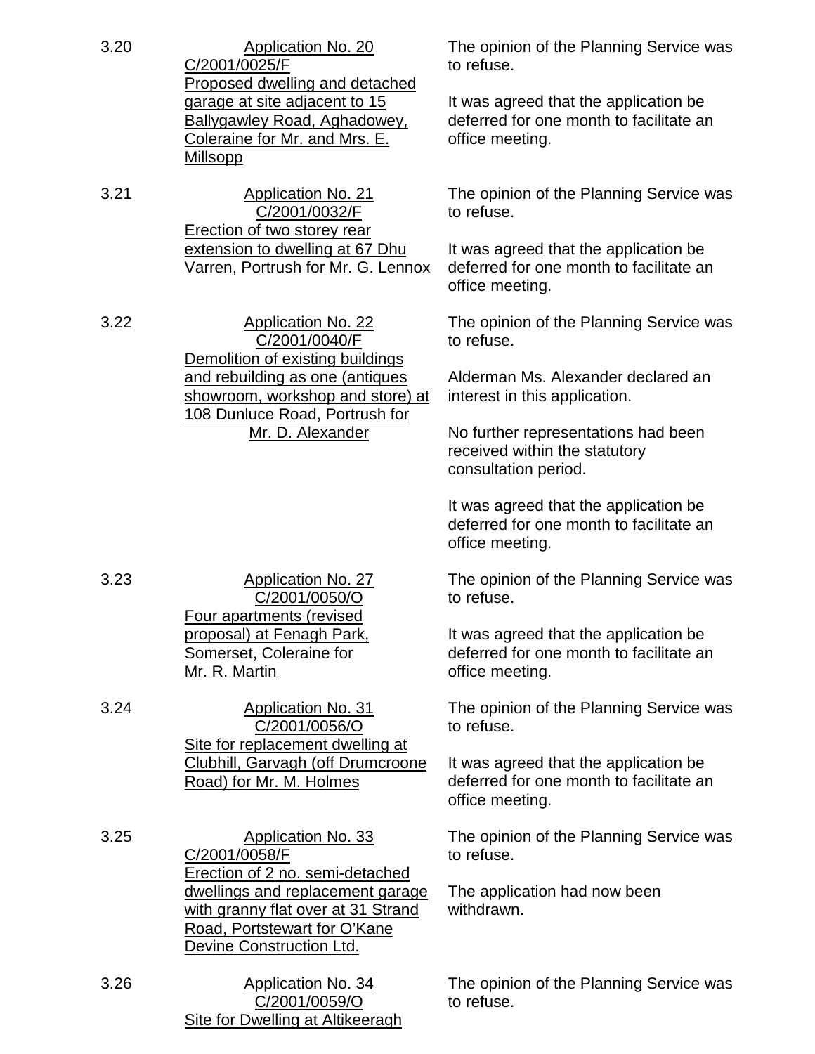| | | |
|---|---|---|
| 3.20 | Application No. 20<br>C/2001/0025/F<br>Proposed dwelling and detached garage at site adjacent to 15 Ballygawley Road, Aghadowey, Coleraine for Mr. and Mrs. E. Millsopp | The opinion of the Planning Service was to refuse.<br><br>It was agreed that the application be deferred for one month to facilitate an office meeting. |
| 3.21 | Application No. 21<br>C/2001/0032/F<br>Erection of two storey rear extension to dwelling at 67 Dhu Varren, Portrush for Mr. G. Lennox | The opinion of the Planning Service was to refuse.<br><br>It was agreed that the application be deferred for one month to facilitate an office meeting. |
| 3.22 | Application No. 22<br>C/2001/0040/F<br>Demolition of existing buildings and rebuilding as one (antiques showroom, workshop and store) at 108 Dunluce Road, Portrush for Mr. D. Alexander | The opinion of the Planning Service was to refuse.<br><br>Alderman Ms. Alexander declared an interest in this application.<br><br>No further representations had been received within the statutory consultation period.<br><br>It was agreed that the application be deferred for one month to facilitate an office meeting. |
| 3.23 | Application No. 27<br>C/2001/0050/O<br>Four apartments (revised proposal) at Fenagh Park, Somerset, Coleraine for Mr. R. Martin | The opinion of the Planning Service was to refuse.<br><br>It was agreed that the application be deferred for one month to facilitate an office meeting. |
| 3.24 | Application No. 31<br>C/2001/0056/O<br>Site for replacement dwelling at Clubhill, Garvagh (off Drumcroone Road) for Mr. M. Holmes | The opinion of the Planning Service was to refuse.<br><br>It was agreed that the application be deferred for one month to facilitate an office meeting. |
| 3.25 | Application No. 33<br>C/2001/0058/F<br>Erection of 2 no. semi-detached dwellings and replacement garage with granny flat over at 31 Strand Road, Portstewart for O'Kane Devine Construction Ltd. | The opinion of the Planning Service was to refuse.<br><br>The application had now been withdrawn. |
| 3.26 | Application No. 34<br>C/2001/0059/O<br>Site for Dwelling at Altikeeragh | The opinion of the Planning Service was to refuse. |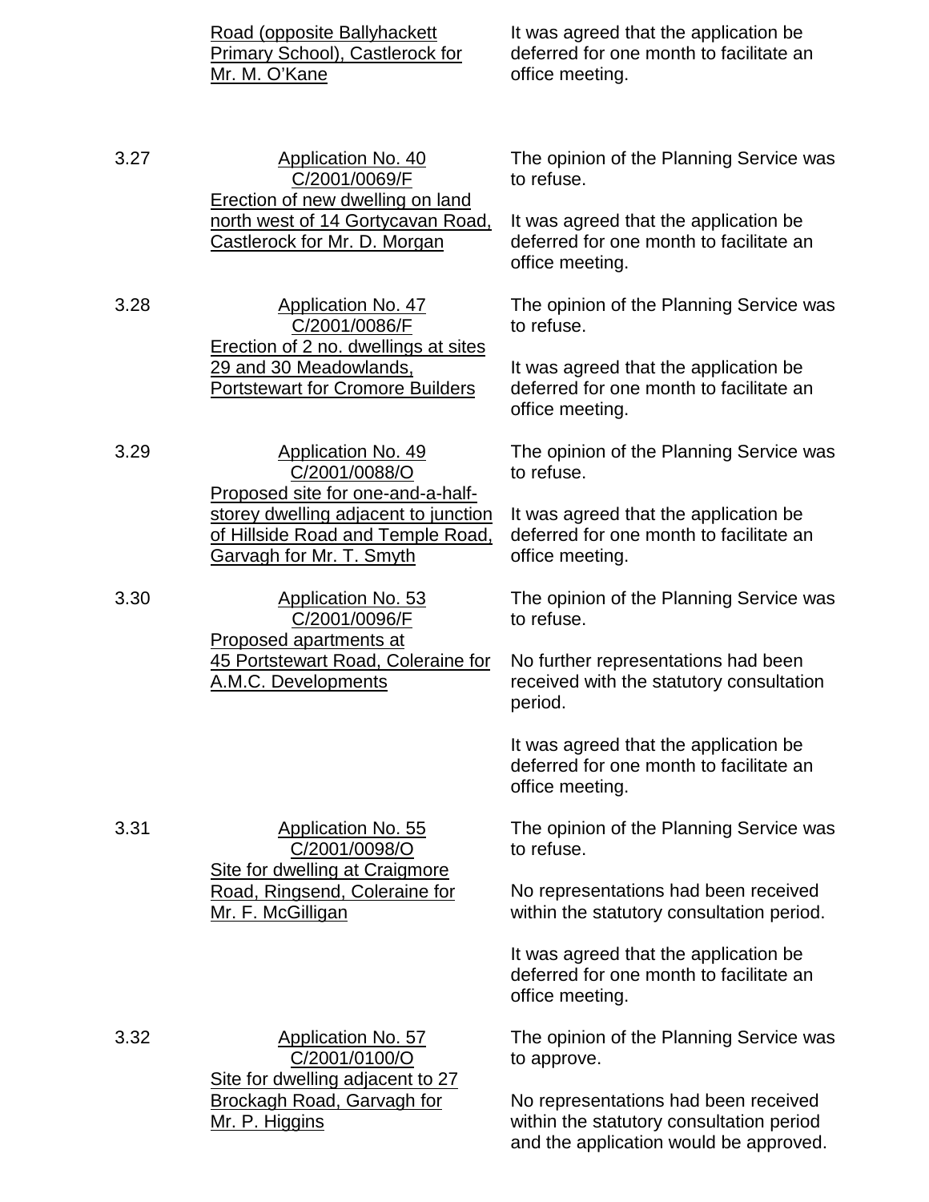| | | |
|---|---|---|
| | Road (opposite Ballyhackett Primary School), Castlerock for Mr. M. O'Kane | It was agreed that the application be deferred for one month to facilitate an office meeting. |
| 3.27 | Application No. 40<br>C/2001/0069/F<br>Erection of new dwelling on land north west of 14 Gortycavan Road, Castlerock for Mr. D. Morgan | The opinion of the Planning Service was to refuse.<br><br>It was agreed that the application be deferred for one month to facilitate an office meeting. |
| 3.28 | Application No. 47<br>C/2001/0086/F<br>Erection of 2 no. dwellings at sites 29 and 30 Meadowlands, Portstewart for Cromore Builders | The opinion of the Planning Service was to refuse.<br><br>It was agreed that the application be deferred for one month to facilitate an office meeting. |
| 3.29 | Application No. 49<br>C/2001/0088/O<br>Proposed site for one-and-a-half-storey dwelling adjacent to junction of Hillside Road and Temple Road, Garvagh for Mr. T. Smyth | The opinion of the Planning Service was to refuse.<br><br>It was agreed that the application be deferred for one month to facilitate an office meeting. |
| 3.30 | Application No. 53<br>C/2001/0096/F<br>Proposed apartments at 45 Portstewart Road, Coleraine for A.M.C. Developments | The opinion of the Planning Service was to refuse.<br><br>No further representations had been received with the statutory consultation period.<br><br>It was agreed that the application be deferred for one month to facilitate an office meeting. |
| 3.31 | Application No. 55<br>C/2001/0098/O<br>Site for dwelling at Craigmore Road, Ringsend, Coleraine for Mr. F. McGilligan | The opinion of the Planning Service was to refuse.<br><br>No representations had been received within the statutory consultation period.<br><br>It was agreed that the application be deferred for one month to facilitate an office meeting. |
| 3.32 | Application No. 57<br>C/2001/0100/O<br>Site for dwelling adjacent to 27 Brockagh Road, Garvagh for Mr. P. Higgins | The opinion of the Planning Service was to approve.<br><br>No representations had been received within the statutory consultation period and the application would be approved. |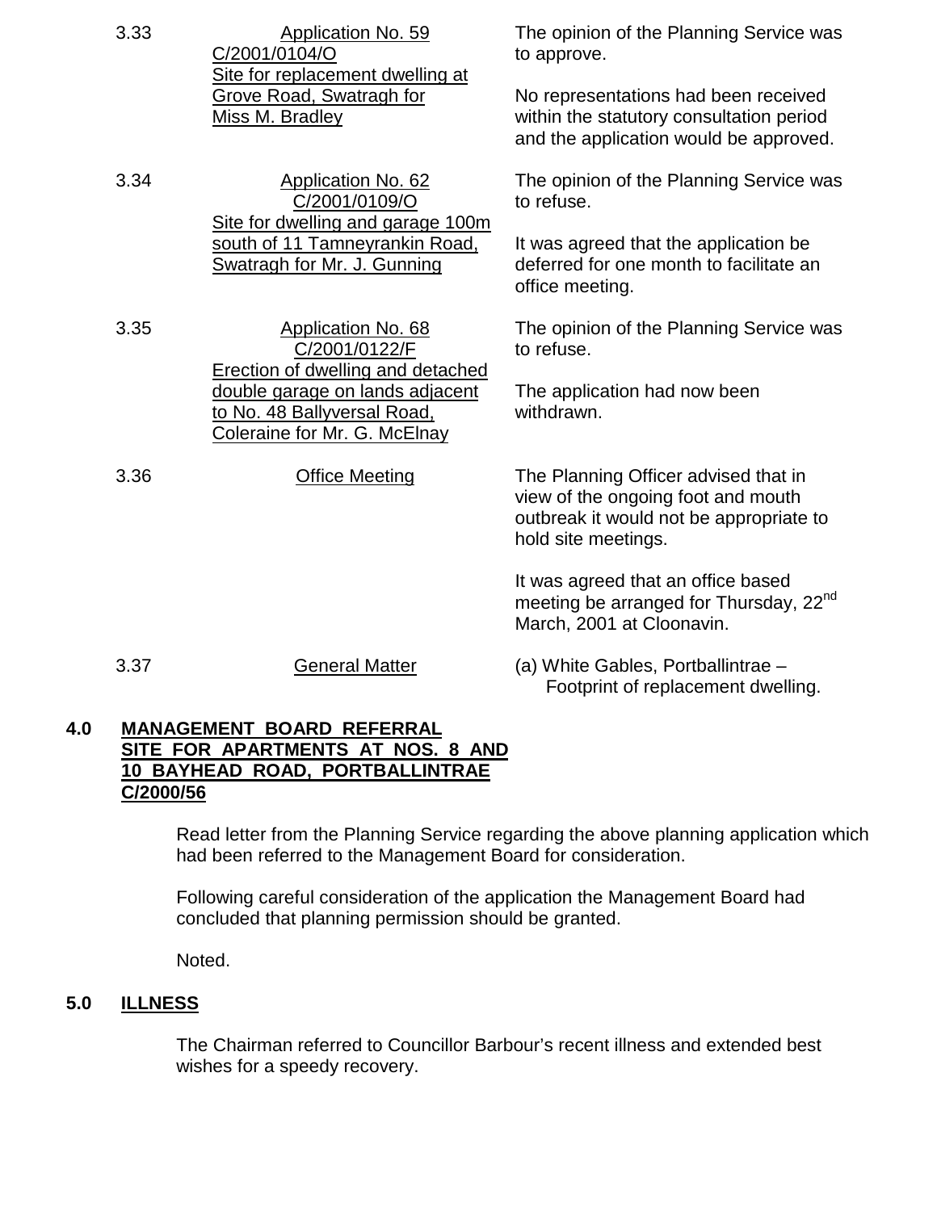| | | |
|---|---|---|
| 3.33 | Application No. 59<br>C/2001/0104/O<br>Site for replacement dwelling at Grove Road, Swatragh for Miss M. Bradley | The opinion of the Planning Service was to approve.<br><br>No representations had been received within the statutory consultation period and the application would be approved. |
| 3.34 | Application No. 62<br>C/2001/0109/O<br>Site for dwelling and garage 100m south of 11 Tamneyrankin Road, Swatragh for Mr. J. Gunning | The opinion of the Planning Service was to refuse.<br><br>It was agreed that the application be deferred for one month to facilitate an office meeting. |
| 3.35 | Application No. 68<br>C/2001/0122/F<br>Erection of dwelling and detached double garage on lands adjacent to No. 48 Ballyversal Road, Coleraine for Mr. G. McElnay | The opinion of the Planning Service was to refuse.<br><br>The application had now been withdrawn. |
| 3.36 | Office Meeting | The Planning Officer advised that in view of the ongoing foot and mouth outbreak it would not be appropriate to hold site meetings.<br><br>It was agreed that an office based meeting be arranged for Thursday, 22nd March, 2001 at Cloonavin. |
| 3.37 | General Matter | (a) White Gables, Portballintrae – Footprint of replacement dwelling. |

## 4.0 MANAGEMENT BOARD REFERRAL SITE FOR APARTMENTS AT NOS. 8 AND 10 BAYHEAD ROAD, PORTBALLINTRAE C/2000/56

Read letter from the Planning Service regarding the above planning application which had been referred to the Management Board for consideration.

Following careful consideration of the application the Management Board had concluded that planning permission should be granted.

Noted.

## 5.0 ILLNESS

The Chairman referred to Councillor Barbour's recent illness and extended best wishes for a speedy recovery.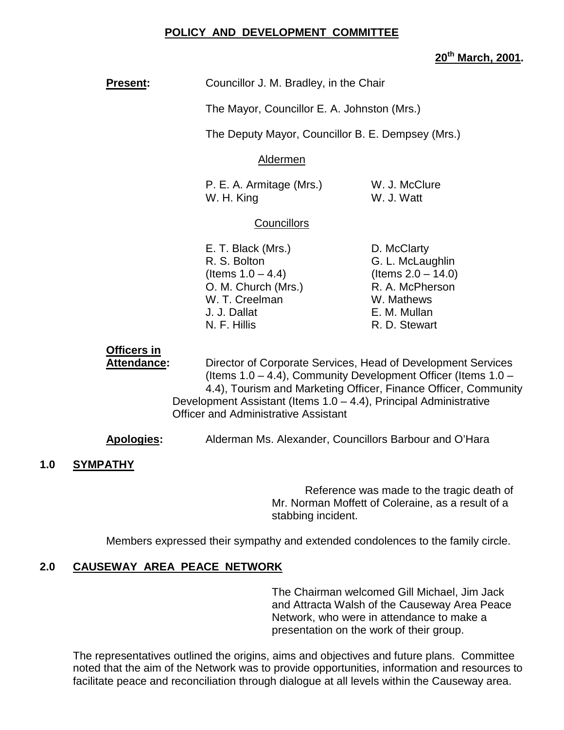**POLICY AND DEVELOPMENT COMMITTEE**

**20th March, 2001.**

**Present:** Councillor J. M. Bradley, in the Chair

The Mayor, Councillor E. A. Johnston (Mrs.)

The Deputy Mayor, Councillor B. E. Dempsey (Mrs.)

Aldermen

P. E. A. Armitage (Mrs.)
W. H. King
W. J. McClure
W. J. Watt

Councillors

E. T. Black (Mrs.)
R. S. Bolton (Items 1.0 – 4.4)
O. M. Church (Mrs.)
W. T. Creelman
J. J. Dallat
N. F. Hillis
D. McClarty
G. L. McLaughlin (Items 2.0 – 14.0)
R. A. McPherson
W. Mathews
E. M. Mullan
R. D. Stewart

**Officers in Attendance:** Director of Corporate Services, Head of Development Services (Items 1.0 – 4.4), Community Development Officer (Items 1.0 – 4.4), Tourism and Marketing Officer, Finance Officer, Community Development Assistant (Items 1.0 – 4.4), Principal Administrative Officer and Administrative Assistant

**Apologies:** Alderman Ms. Alexander, Councillors Barbour and O'Hara

## 1.0 SYMPATHY

Reference was made to the tragic death of Mr. Norman Moffett of Coleraine, as a result of a stabbing incident.

Members expressed their sympathy and extended condolences to the family circle.

## 2.0 CAUSEWAY AREA PEACE NETWORK

The Chairman welcomed Gill Michael, Jim Jack and Attracta Walsh of the Causeway Area Peace Network, who were in attendance to make a presentation on the work of their group.

The representatives outlined the origins, aims and objectives and future plans. Committee noted that the aim of the Network was to provide opportunities, information and resources to facilitate peace and reconciliation through dialogue at all levels within the Causeway area.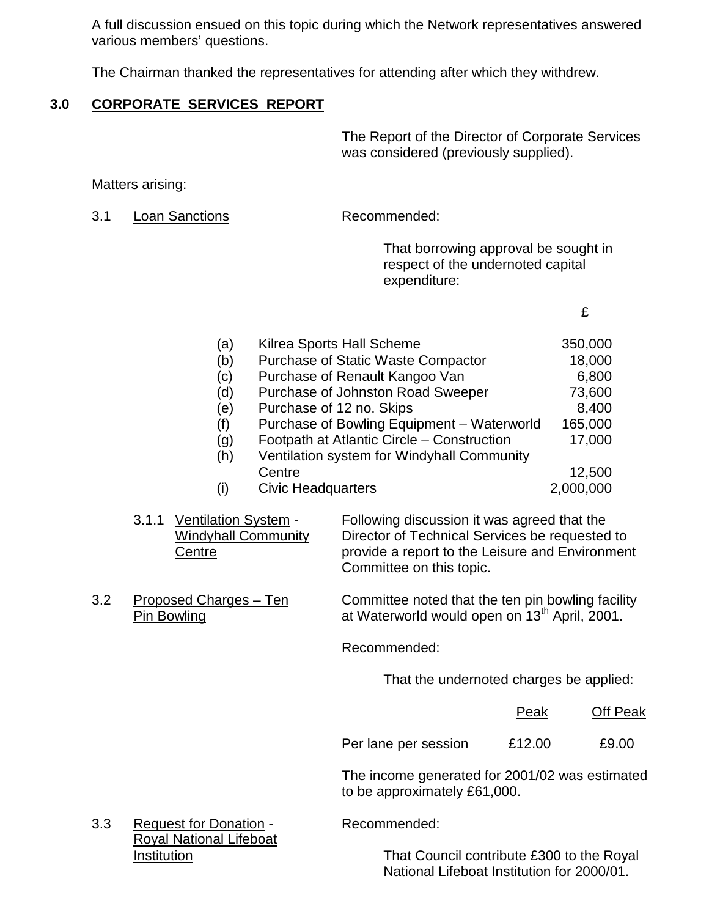A full discussion ensued on this topic during which the Network representatives answered various members' questions.

The Chairman thanked the representatives for attending after which they withdrew.

## 3.0 CORPORATE SERVICES REPORT

The Report of the Director of Corporate Services was considered (previously supplied).

Matters arising:

3.1 Loan Sanctions

Recommended:

That borrowing approval be sought in respect of the undernoted capital expenditure:

| | | £ |
|---|---|---|
| (a) | Kilrea Sports Hall Scheme | 350,000 |
| (b) | Purchase of Static Waste Compactor | 18,000 |
| (c) | Purchase of Renault Kangoo Van | 6,800 |
| (d) | Purchase of Johnston Road Sweeper | 73,600 |
| (e) | Purchase of 12 no. Skips | 8,400 |
| (f) | Purchase of Bowling Equipment – Waterworld | 165,000 |
| (g) | Footpath at Atlantic Circle – Construction | 17,000 |
| (h) | Ventilation system for Windyhall Community Centre | 12,500 |
| (i) | Civic Headquarters | 2,000,000 |

3.1.1 Ventilation System - Windyhall Community Centre

Following discussion it was agreed that the Director of Technical Services be requested to provide a report to the Leisure and Environment Committee on this topic.

3.2 Proposed Charges – Ten Pin Bowling

Committee noted that the ten pin bowling facility at Waterworld would open on 13th April, 2001.

Recommended:

That the undernoted charges be applied:

| | Peak | Off Peak |
|---|---|---|
| Per lane per session | £12.00 | £9.00 |

The income generated for 2001/02 was estimated to be approximately £61,000.

3.3 Request for Donation - Royal National Lifeboat Institution

Recommended:

That Council contribute £300 to the Royal National Lifeboat Institution for 2000/01.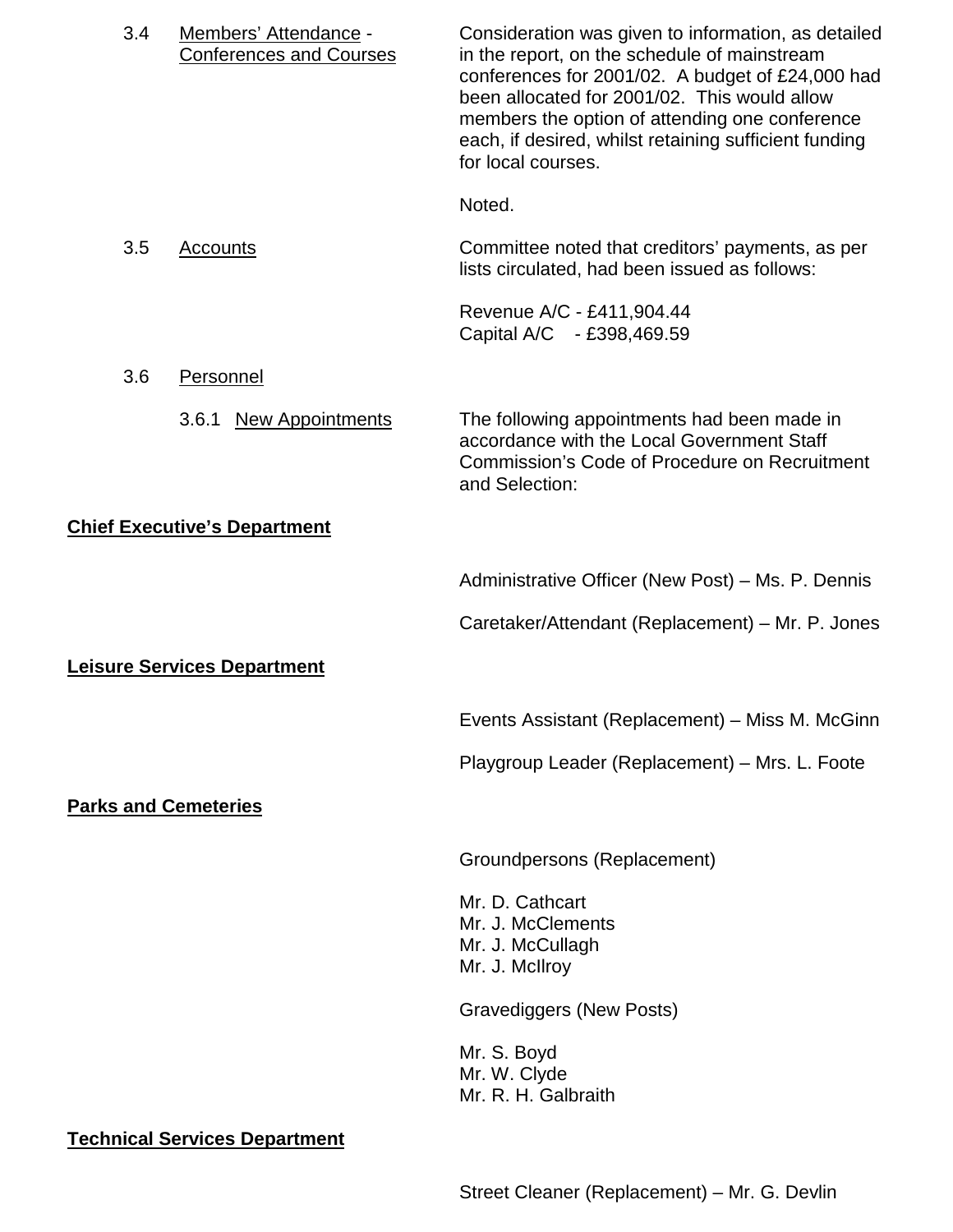3.4 Members' Attendance - Conferences and Courses

Consideration was given to information, as detailed in the report, on the schedule of mainstream conferences for 2001/02. A budget of £24,000 had been allocated for 2001/02. This would allow members the option of attending one conference each, if desired, whilst retaining sufficient funding for local courses.

Noted.

3.5 Accounts

Committee noted that creditors' payments, as per lists circulated, had been issued as follows:

Revenue A/C - £411,904.44
Capital A/C - £398,469.59

3.6 Personnel

3.6.1 New Appointments

The following appointments had been made in accordance with the Local Government Staff Commission's Code of Procedure on Recruitment and Selection:

**Chief Executive's Department**

Administrative Officer (New Post) – Ms. P. Dennis

Caretaker/Attendant (Replacement) – Mr. P. Jones

**Leisure Services Department**

Events Assistant (Replacement) – Miss M. McGinn

Playgroup Leader (Replacement) – Mrs. L. Foote

**Parks and Cemeteries**

Groundpersons (Replacement)

Mr. D. Cathcart
Mr. J. McClements
Mr. J. McCullagh
Mr. J. McIlroy

Gravediggers (New Posts)

Mr. S. Boyd
Mr. W. Clyde
Mr. R. H. Galbraith

**Technical Services Department**

Street Cleaner (Replacement) – Mr. G. Devlin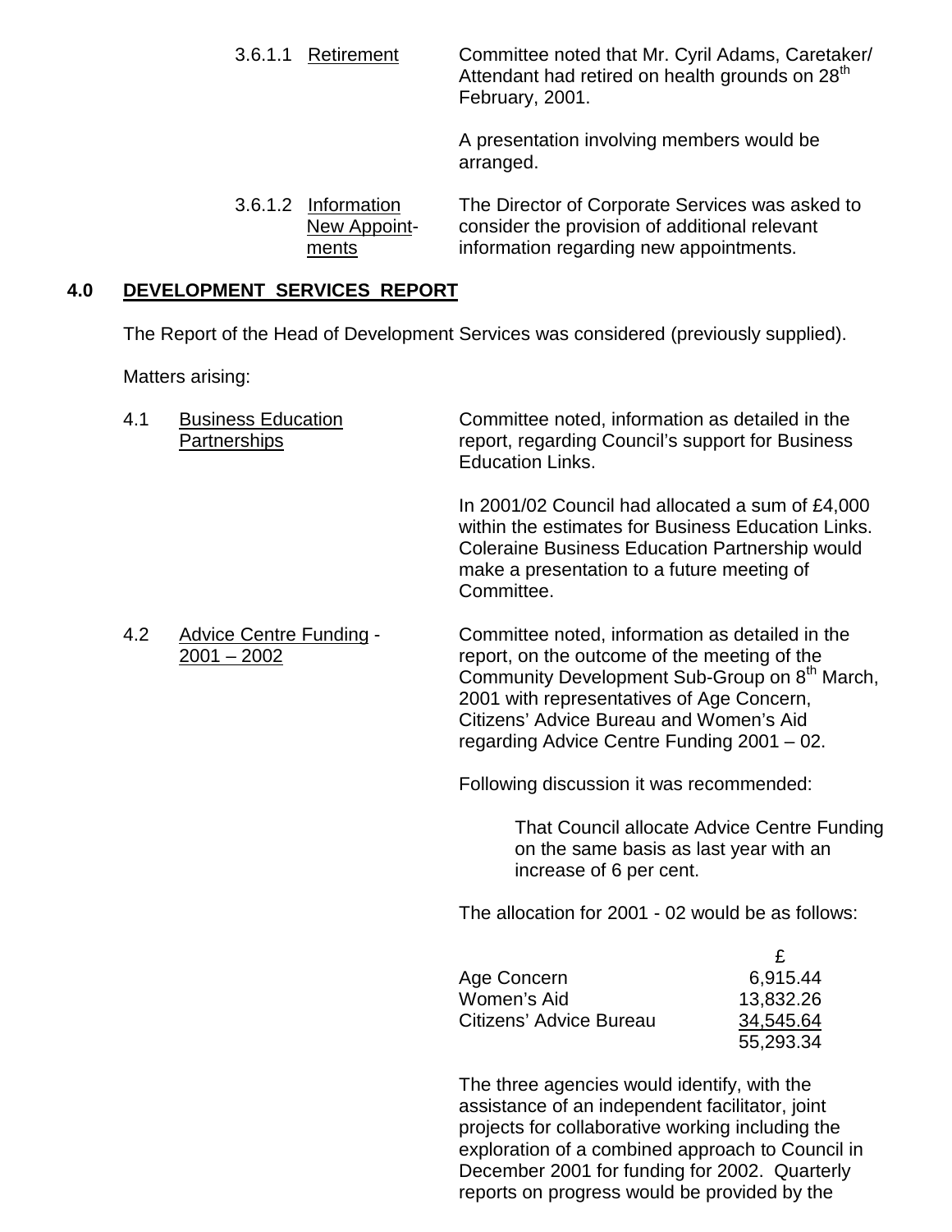3.6.1.1 Retirement

Committee noted that Mr. Cyril Adams, Caretaker/ Attendant had retired on health grounds on 28th February, 2001.

A presentation involving members would be arranged.

3.6.1.2 Information New Appointments

The Director of Corporate Services was asked to consider the provision of additional relevant information regarding new appointments.

## 4.0 DEVELOPMENT SERVICES REPORT

The Report of the Head of Development Services was considered (previously supplied).

Matters arising:

4.1 Business Education Partnerships

Committee noted, information as detailed in the report, regarding Council's support for Business Education Links.

In 2001/02 Council had allocated a sum of £4,000 within the estimates for Business Education Links. Coleraine Business Education Partnership would make a presentation to a future meeting of Committee.

4.2 Advice Centre Funding - 2001 – 2002

Committee noted, information as detailed in the report, on the outcome of the meeting of the Community Development Sub-Group on 8th March, 2001 with representatives of Age Concern, Citizens' Advice Bureau and Women's Aid regarding Advice Centre Funding 2001 – 02.

Following discussion it was recommended:

> That Council allocate Advice Centre Funding on the same basis as last year with an increase of 6 per cent.

The allocation for 2001 - 02 would be as follows:

| | £ |
|---|---|
| Age Concern | 6,915.44 |
| Women's Aid | 13,832.26 |
| Citizens' Advice Bureau | 34,545.64 |
| | 55,293.34 |

The three agencies would identify, with the assistance of an independent facilitator, joint projects for collaborative working including the exploration of a combined approach to Council in December 2001 for funding for 2002. Quarterly reports on progress would be provided by the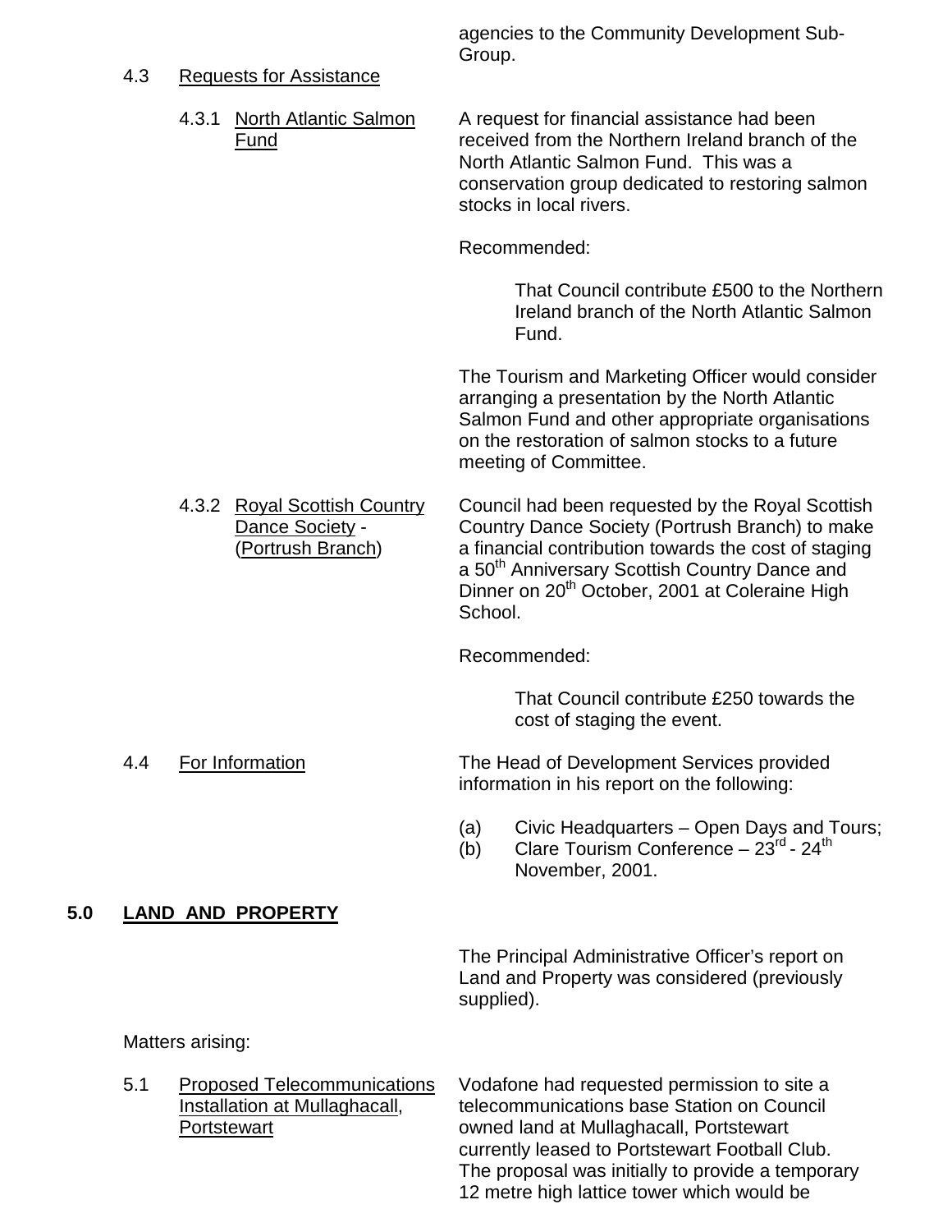agencies to the Community Development Sub-Group.

4.3 Requests for Assistance

4.3.1 North Atlantic Salmon Fund

A request for financial assistance had been received from the Northern Ireland branch of the North Atlantic Salmon Fund. This was a conservation group dedicated to restoring salmon stocks in local rivers.

Recommended:

> That Council contribute £500 to the Northern Ireland branch of the North Atlantic Salmon Fund.

The Tourism and Marketing Officer would consider arranging a presentation by the North Atlantic Salmon Fund and other appropriate organisations on the restoration of salmon stocks to a future meeting of Committee.

4.3.2 Royal Scottish Country Dance Society - (Portrush Branch)

Council had been requested by the Royal Scottish Country Dance Society (Portrush Branch) to make a financial contribution towards the cost of staging a 50th Anniversary Scottish Country Dance and Dinner on 20th October, 2001 at Coleraine High School.

Recommended:

> That Council contribute £250 towards the cost of staging the event.

4.4 For Information

The Head of Development Services provided information in his report on the following:

(a) Civic Headquarters – Open Days and Tours;
(b) Clare Tourism Conference – 23rd - 24th November, 2001.

## 5.0 LAND AND PROPERTY

The Principal Administrative Officer's report on Land and Property was considered (previously supplied).

Matters arising:

5.1 Proposed Telecommunications Installation at Mullaghacall, Portstewart

Vodafone had requested permission to site a telecommunications base Station on Council owned land at Mullaghacall, Portstewart currently leased to Portstewart Football Club. The proposal was initially to provide a temporary 12 metre high lattice tower which would be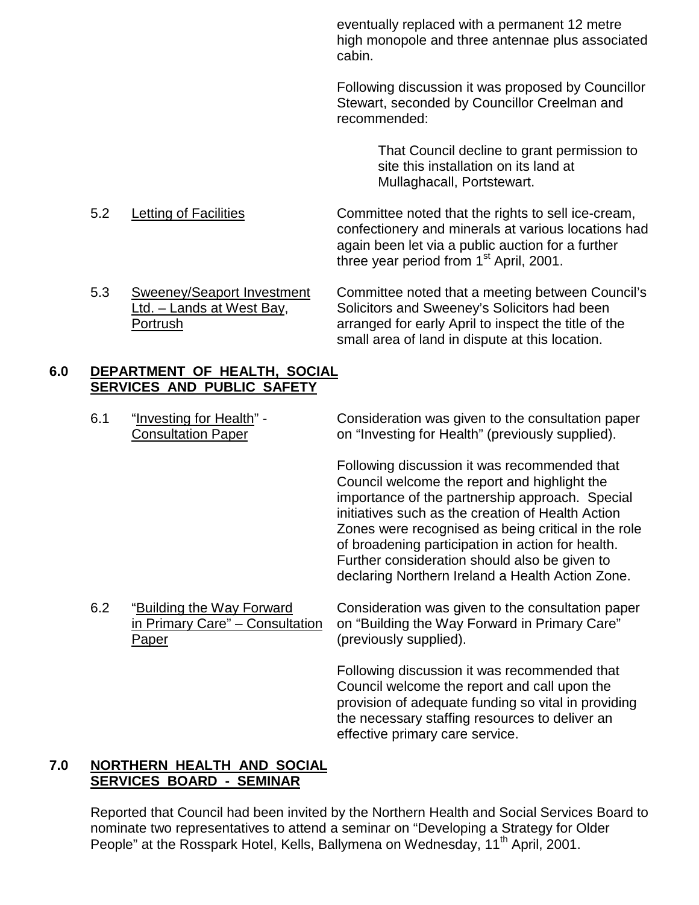eventually replaced with a permanent 12 metre high monopole and three antennae plus associated cabin.

Following discussion it was proposed by Councillor Stewart, seconded by Councillor Creelman and recommended:

> That Council decline to grant permission to site this installation on its land at Mullaghacall, Portstewart.

5.2 Letting of Facilities

Committee noted that the rights to sell ice-cream, confectionery and minerals at various locations had again been let via a public auction for a further three year period from 1st April, 2001.

5.3 Sweeney/Seaport Investment Ltd. – Lands at West Bay, Portrush

Committee noted that a meeting between Council's Solicitors and Sweeney's Solicitors had been arranged for early April to inspect the title of the small area of land in dispute at this location.

## 6.0 DEPARTMENT OF HEALTH, SOCIAL SERVICES AND PUBLIC SAFETY

6.1 "Investing for Health" - Consultation Paper

Consideration was given to the consultation paper on "Investing for Health" (previously supplied).

Following discussion it was recommended that Council welcome the report and highlight the importance of the partnership approach. Special initiatives such as the creation of Health Action Zones were recognised as being critical in the role of broadening participation in action for health. Further consideration should also be given to declaring Northern Ireland a Health Action Zone.

6.2 "Building the Way Forward in Primary Care" – Consultation Paper

Consideration was given to the consultation paper on "Building the Way Forward in Primary Care" (previously supplied).

Following discussion it was recommended that Council welcome the report and call upon the provision of adequate funding so vital in providing the necessary staffing resources to deliver an effective primary care service.

## 7.0 NORTHERN HEALTH AND SOCIAL SERVICES BOARD - SEMINAR

Reported that Council had been invited by the Northern Health and Social Services Board to nominate two representatives to attend a seminar on "Developing a Strategy for Older People" at the Rosspark Hotel, Kells, Ballymena on Wednesday, 11th April, 2001.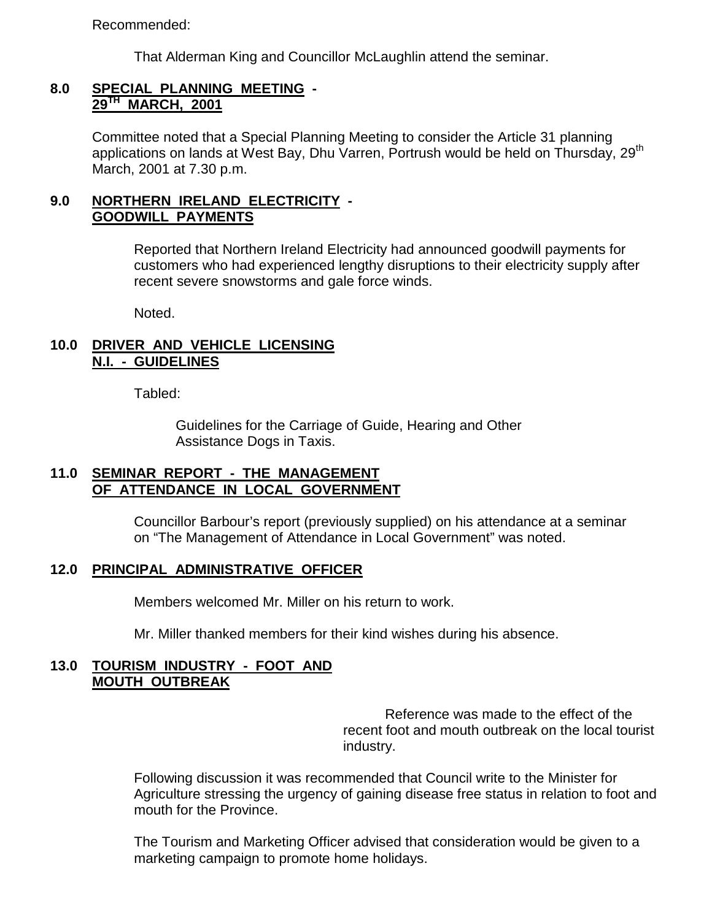Recommended:

That Alderman King and Councillor McLaughlin attend the seminar.

## 8.0 SPECIAL PLANNING MEETING - 29TH MARCH, 2001

Committee noted that a Special Planning Meeting to consider the Article 31 planning applications on lands at West Bay, Dhu Varren, Portrush would be held on Thursday, 29th March, 2001 at 7.30 p.m.

## 9.0 NORTHERN IRELAND ELECTRICITY - GOODWILL PAYMENTS

Reported that Northern Ireland Electricity had announced goodwill payments for customers who had experienced lengthy disruptions to their electricity supply after recent severe snowstorms and gale force winds.

Noted.

## 10.0 DRIVER AND VEHICLE LICENSING N.I. - GUIDELINES

Tabled:

Guidelines for the Carriage of Guide, Hearing and Other Assistance Dogs in Taxis.

## 11.0 SEMINAR REPORT - THE MANAGEMENT OF ATTENDANCE IN LOCAL GOVERNMENT

Councillor Barbour's report (previously supplied) on his attendance at a seminar on "The Management of Attendance in Local Government" was noted.

## 12.0 PRINCIPAL ADMINISTRATIVE OFFICER

Members welcomed Mr. Miller on his return to work.

Mr. Miller thanked members for their kind wishes during his absence.

## 13.0 TOURISM INDUSTRY - FOOT AND MOUTH OUTBREAK

Reference was made to the effect of the recent foot and mouth outbreak on the local tourist industry.

Following discussion it was recommended that Council write to the Minister for Agriculture stressing the urgency of gaining disease free status in relation to foot and mouth for the Province.

The Tourism and Marketing Officer advised that consideration would be given to a marketing campaign to promote home holidays.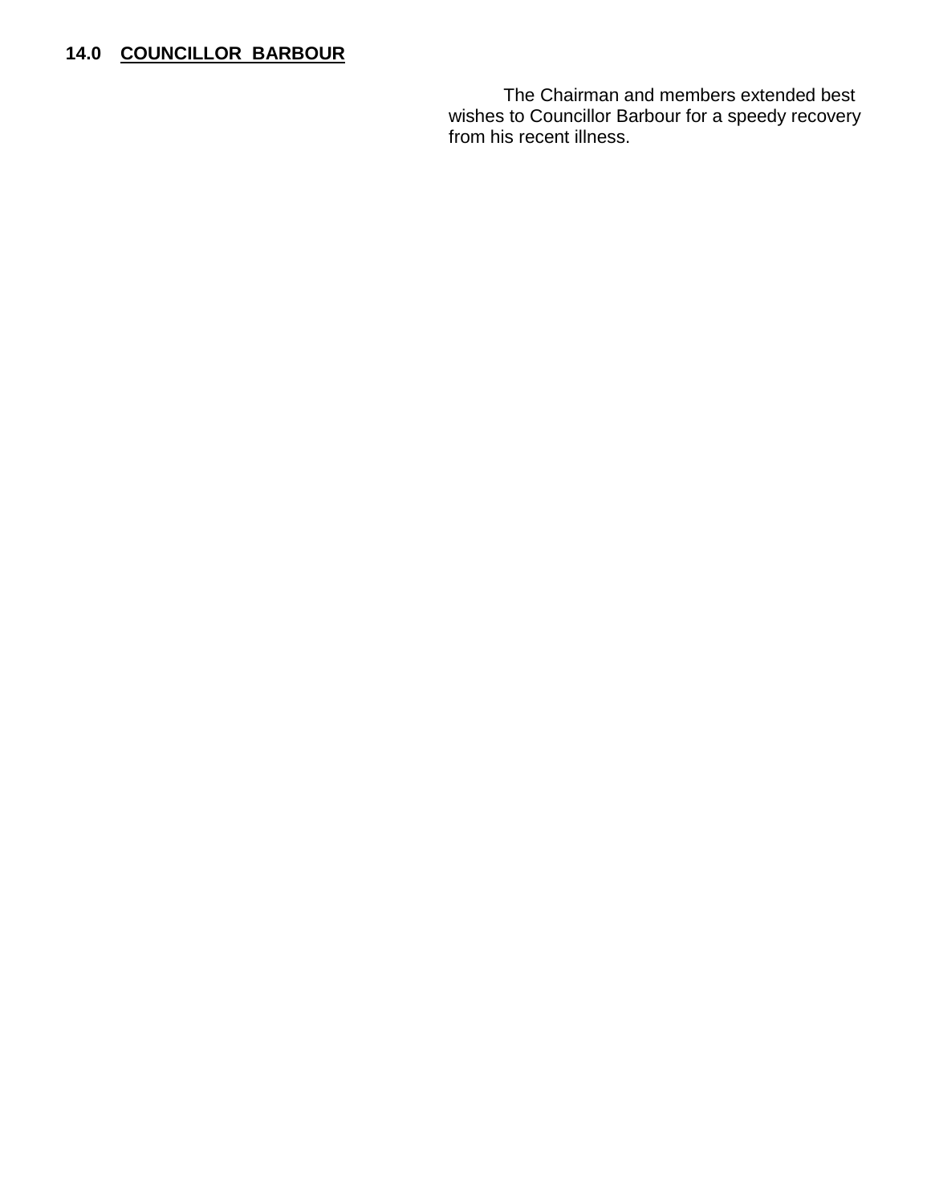## 14.0 <u>COUNCILLOR BARBOUR</u>

The Chairman and members extended best wishes to Councillor Barbour for a speedy recovery from his recent illness.